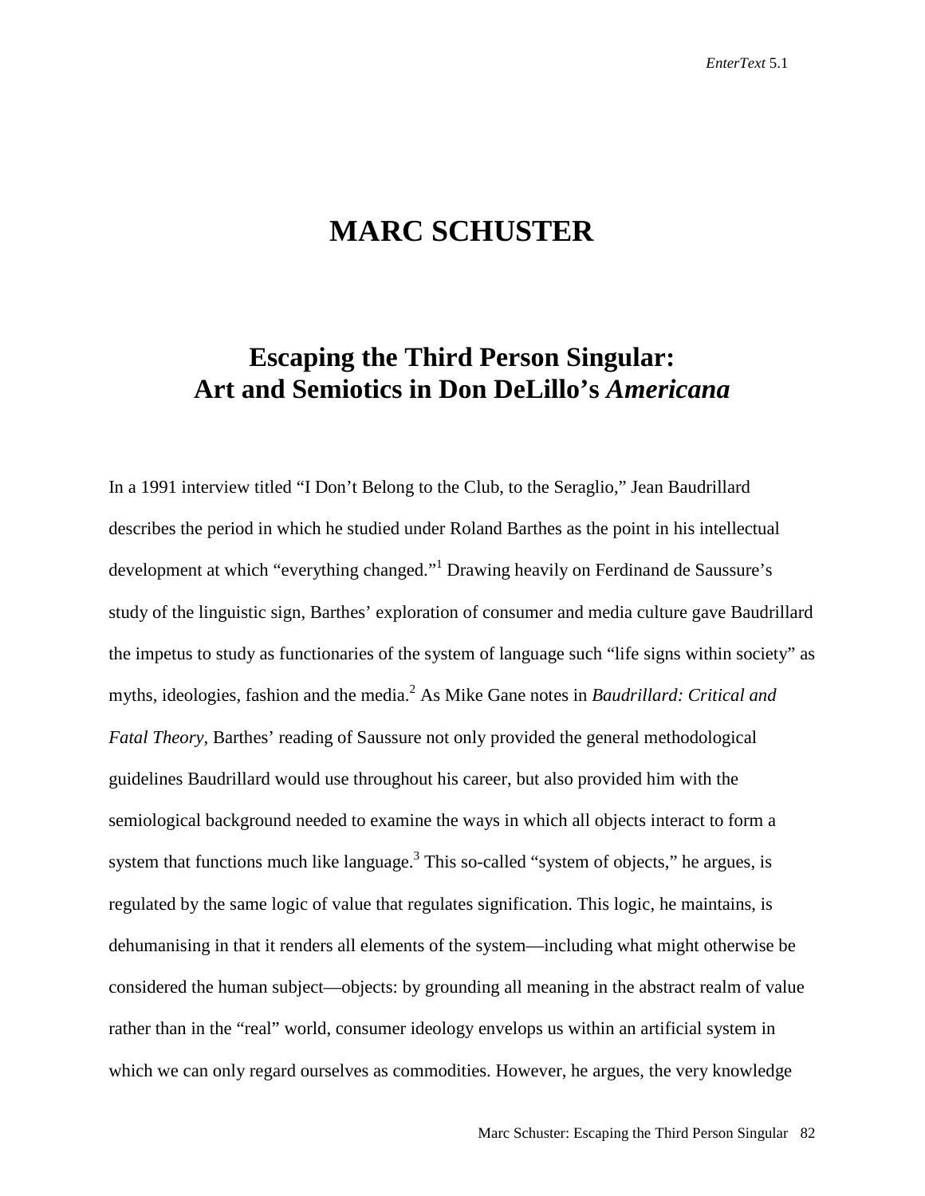# MARC SCHUSTER

## Escaping the Third Person Singular: Art and Semiotics in Don DeLillo's *Americana*

In a 1991 interview titled "I Don't Belong to the Club, to the Seraglio," Jean Baudrillard describes the period in which he studied under Roland Barthes as the point in his intellectual development at which "everything changed."[1] Drawing heavily on Ferdinand de Saussure's study of the linguistic sign, Barthes' exploration of consumer and media culture gave Baudrillard the impetus to study as functionaries of the system of language such "life signs within society" as myths, ideologies, fashion and the media.[2] As Mike Gane notes in *Baudrillard: Critical and Fatal Theory*, Barthes' reading of Saussure not only provided the general methodological guidelines Baudrillard would use throughout his career, but also provided him with the semiological background needed to examine the ways in which all objects interact to form a system that functions much like language.[3] This so-called "system of objects," he argues, is regulated by the same logic of value that regulates signification. This logic, he maintains, is dehumanising in that it renders all elements of the system—including what might otherwise be considered the human subject—objects: by grounding all meaning in the abstract realm of value rather than in the "real" world, consumer ideology envelops us within an artificial system in which we can only regard ourselves as commodities. However, he argues, the very knowledge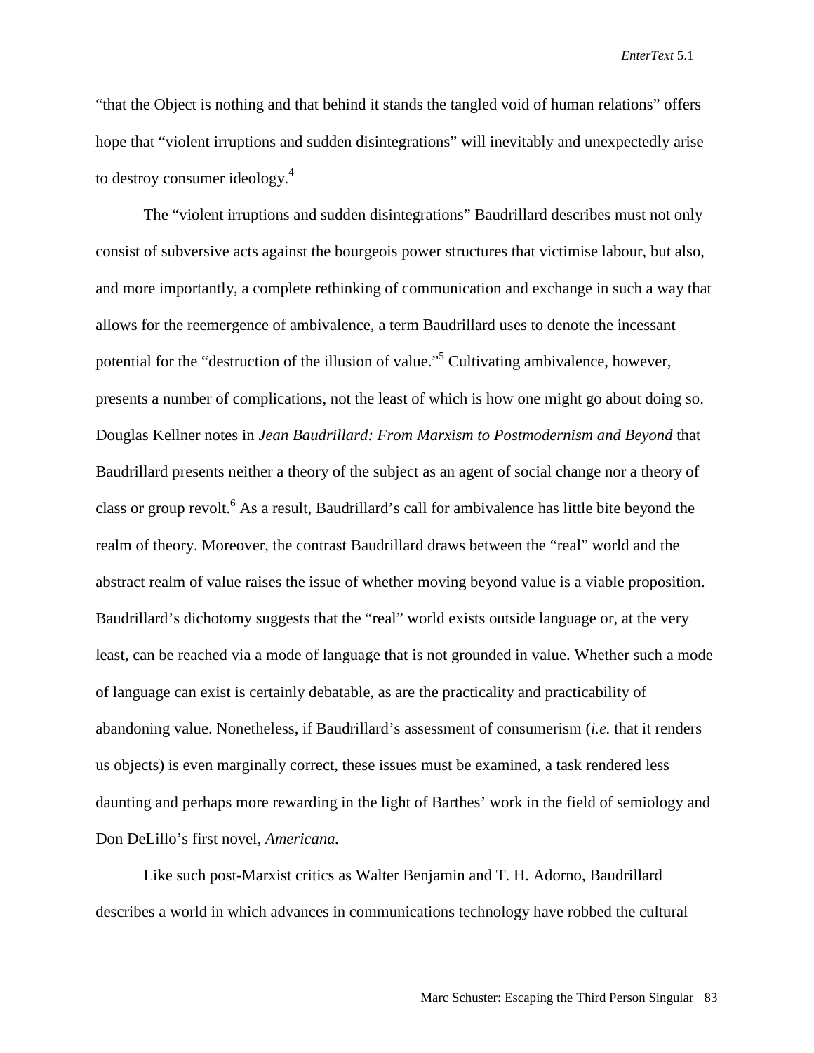"that the Object is nothing and that behind it stands the tangled void of human relations" offers hope that "violent irruptions and sudden disintegrations" will inevitably and unexpectedly arise to destroy consumer ideology.[4]

The "violent irruptions and sudden disintegrations" Baudrillard describes must not only consist of subversive acts against the bourgeois power structures that victimise labour, but also, and more importantly, a complete rethinking of communication and exchange in such a way that allows for the reemergence of ambivalence, a term Baudrillard uses to denote the incessant potential for the "destruction of the illusion of value."[5] Cultivating ambivalence, however, presents a number of complications, not the least of which is how one might go about doing so. Douglas Kellner notes in *Jean Baudrillard: From Marxism to Postmodernism and Beyond* that Baudrillard presents neither a theory of the subject as an agent of social change nor a theory of class or group revolt.[6] As a result, Baudrillard's call for ambivalence has little bite beyond the realm of theory. Moreover, the contrast Baudrillard draws between the "real" world and the abstract realm of value raises the issue of whether moving beyond value is a viable proposition. Baudrillard's dichotomy suggests that the "real" world exists outside language or, at the very least, can be reached via a mode of language that is not grounded in value. Whether such a mode of language can exist is certainly debatable, as are the practicality and practicability of abandoning value. Nonetheless, if Baudrillard's assessment of consumerism (*i.e.* that it renders us objects) is even marginally correct, these issues must be examined, a task rendered less daunting and perhaps more rewarding in the light of Barthes' work in the field of semiology and Don DeLillo's first novel, *Americana.*

Like such post-Marxist critics as Walter Benjamin and T. H. Adorno, Baudrillard describes a world in which advances in communications technology have robbed the cultural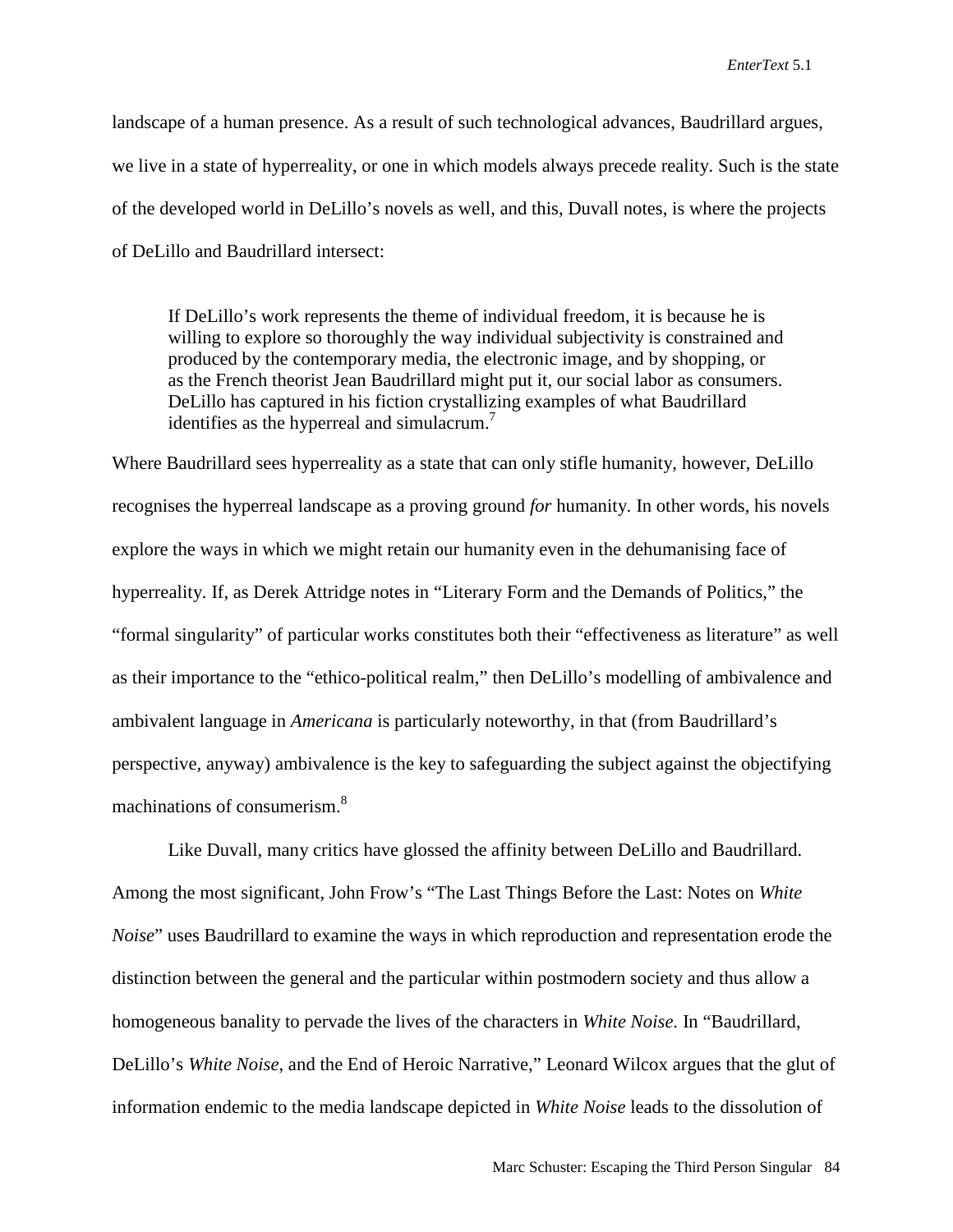landscape of a human presence. As a result of such technological advances, Baudrillard argues, we live in a state of hyperreality, or one in which models always precede reality. Such is the state of the developed world in DeLillo's novels as well, and this, Duvall notes, is where the projects of DeLillo and Baudrillard intersect:

> If DeLillo's work represents the theme of individual freedom, it is because he is willing to explore so thoroughly the way individual subjectivity is constrained and produced by the contemporary media, the electronic image, and by shopping, or as the French theorist Jean Baudrillard might put it, our social labor as consumers. DeLillo has captured in his fiction crystallizing examples of what Baudrillard identifies as the hyperreal and simulacrum.[7]

Where Baudrillard sees hyperreality as a state that can only stifle humanity, however, DeLillo recognises the hyperreal landscape as a proving ground *for* humanity. In other words, his novels explore the ways in which we might retain our humanity even in the dehumanising face of hyperreality. If, as Derek Attridge notes in "Literary Form and the Demands of Politics," the "formal singularity" of particular works constitutes both their "effectiveness as literature" as well as their importance to the "ethico-political realm," then DeLillo's modelling of ambivalence and ambivalent language in *Americana* is particularly noteworthy, in that (from Baudrillard's perspective, anyway) ambivalence is the key to safeguarding the subject against the objectifying machinations of consumerism.[8]

Like Duvall, many critics have glossed the affinity between DeLillo and Baudrillard. Among the most significant, John Frow's "The Last Things Before the Last: Notes on *White Noise*" uses Baudrillard to examine the ways in which reproduction and representation erode the distinction between the general and the particular within postmodern society and thus allow a homogeneous banality to pervade the lives of the characters in *White Noise*. In "Baudrillard, DeLillo's *White Noise*, and the End of Heroic Narrative," Leonard Wilcox argues that the glut of information endemic to the media landscape depicted in *White Noise* leads to the dissolution of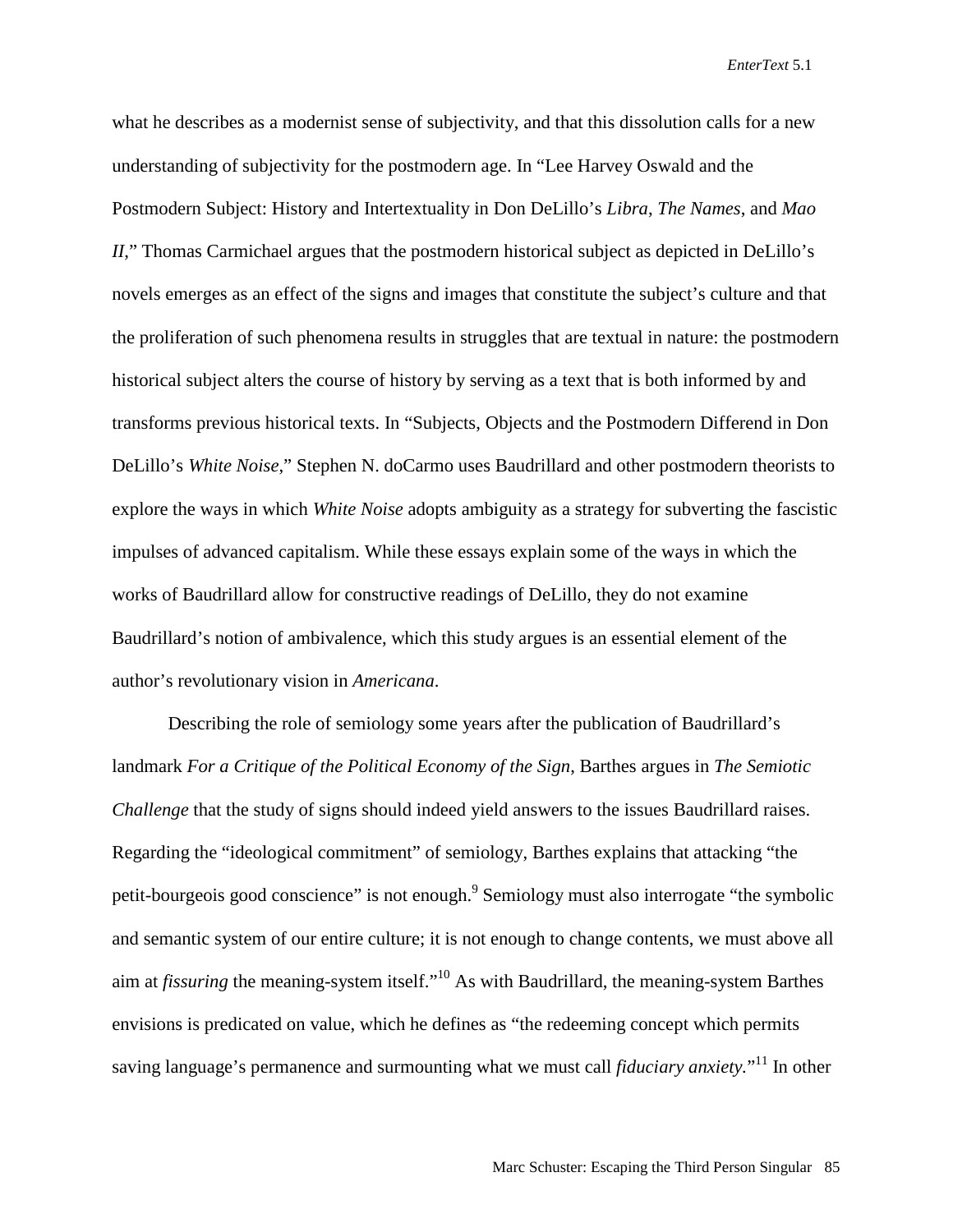what he describes as a modernist sense of subjectivity, and that this dissolution calls for a new understanding of subjectivity for the postmodern age. In "Lee Harvey Oswald and the Postmodern Subject: History and Intertextuality in Don DeLillo's *Libra*, *The Names*, and *Mao II*," Thomas Carmichael argues that the postmodern historical subject as depicted in DeLillo's novels emerges as an effect of the signs and images that constitute the subject's culture and that the proliferation of such phenomena results in struggles that are textual in nature: the postmodern historical subject alters the course of history by serving as a text that is both informed by and transforms previous historical texts. In "Subjects, Objects and the Postmodern Differend in Don DeLillo's *White Noise*," Stephen N. doCarmo uses Baudrillard and other postmodern theorists to explore the ways in which *White Noise* adopts ambiguity as a strategy for subverting the fascistic impulses of advanced capitalism. While these essays explain some of the ways in which the works of Baudrillard allow for constructive readings of DeLillo, they do not examine Baudrillard's notion of ambivalence, which this study argues is an essential element of the author's revolutionary vision in *Americana*.

Describing the role of semiology some years after the publication of Baudrillard's landmark *For a Critique of the Political Economy of the Sign*, Barthes argues in *The Semiotic Challenge* that the study of signs should indeed yield answers to the issues Baudrillard raises. Regarding the "ideological commitment" of semiology, Barthes explains that attacking "the petit-bourgeois good conscience" is not enough.[9] Semiology must also interrogate "the symbolic and semantic system of our entire culture; it is not enough to change contents, we must above all aim at *fissuring* the meaning-system itself."[10] As with Baudrillard, the meaning-system Barthes envisions is predicated on value, which he defines as "the redeeming concept which permits saving language's permanence and surmounting what we must call *fiduciary anxiety*."[11] In other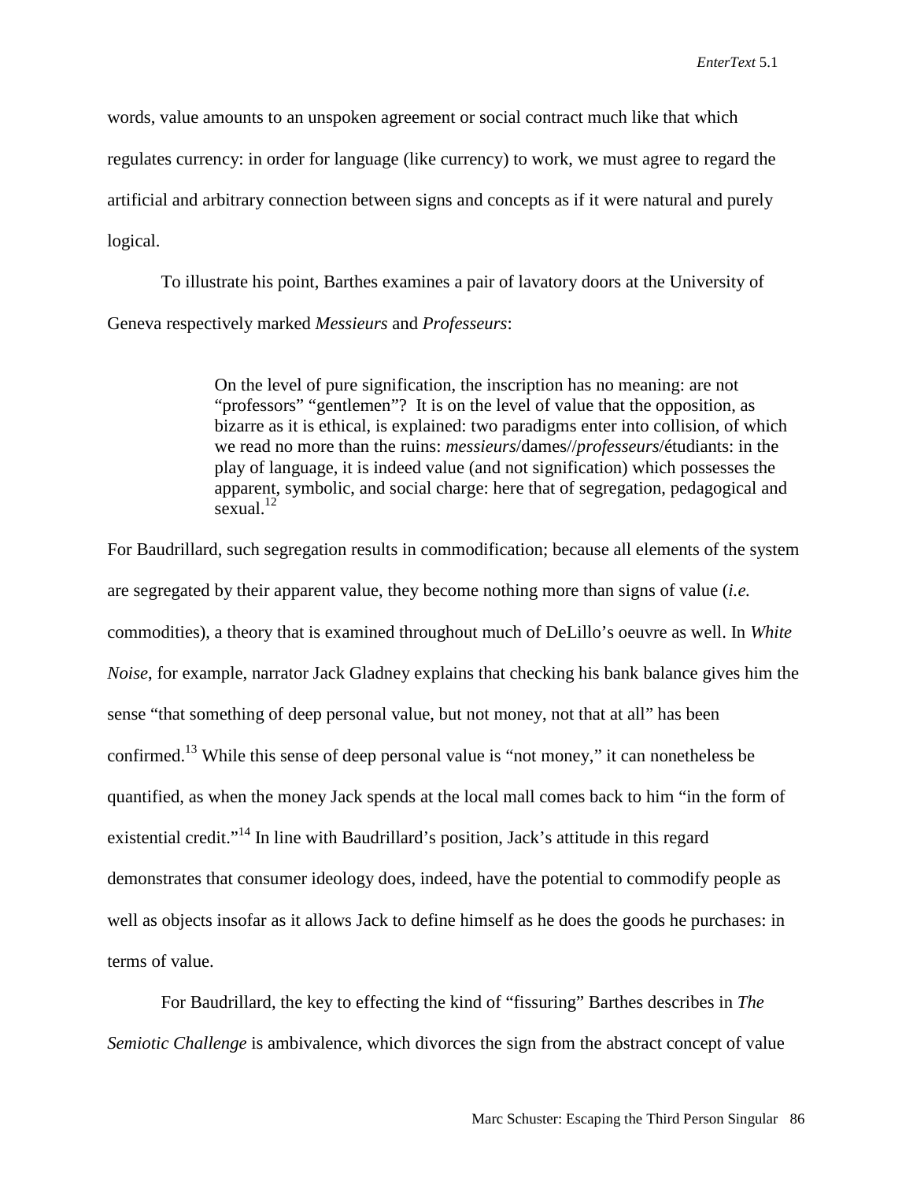words, value amounts to an unspoken agreement or social contract much like that which regulates currency: in order for language (like currency) to work, we must agree to regard the artificial and arbitrary connection between signs and concepts as if it were natural and purely logical.

To illustrate his point, Barthes examines a pair of lavatory doors at the University of Geneva respectively marked *Messieurs* and *Professeurs*:

> On the level of pure signification, the inscription has no meaning: are not "professors" "gentlemen"? It is on the level of value that the opposition, as bizarre as it is ethical, is explained: two paradigms enter into collision, of which we read no more than the ruins: *messieurs*/dames//*professeurs*/étudiants: in the play of language, it is indeed value (and not signification) which possesses the apparent, symbolic, and social charge: here that of segregation, pedagogical and sexual.[12]

For Baudrillard, such segregation results in commodification; because all elements of the system are segregated by their apparent value, they become nothing more than signs of value (*i.e.* commodities), a theory that is examined throughout much of DeLillo's oeuvre as well. In *White Noise*, for example, narrator Jack Gladney explains that checking his bank balance gives him the sense "that something of deep personal value, but not money, not that at all" has been confirmed.[13] While this sense of deep personal value is "not money," it can nonetheless be quantified, as when the money Jack spends at the local mall comes back to him "in the form of existential credit."[14] In line with Baudrillard's position, Jack's attitude in this regard demonstrates that consumer ideology does, indeed, have the potential to commodify people as well as objects insofar as it allows Jack to define himself as he does the goods he purchases: in terms of value.

For Baudrillard, the key to effecting the kind of "fissuring" Barthes describes in *The Semiotic Challenge* is ambivalence, which divorces the sign from the abstract concept of value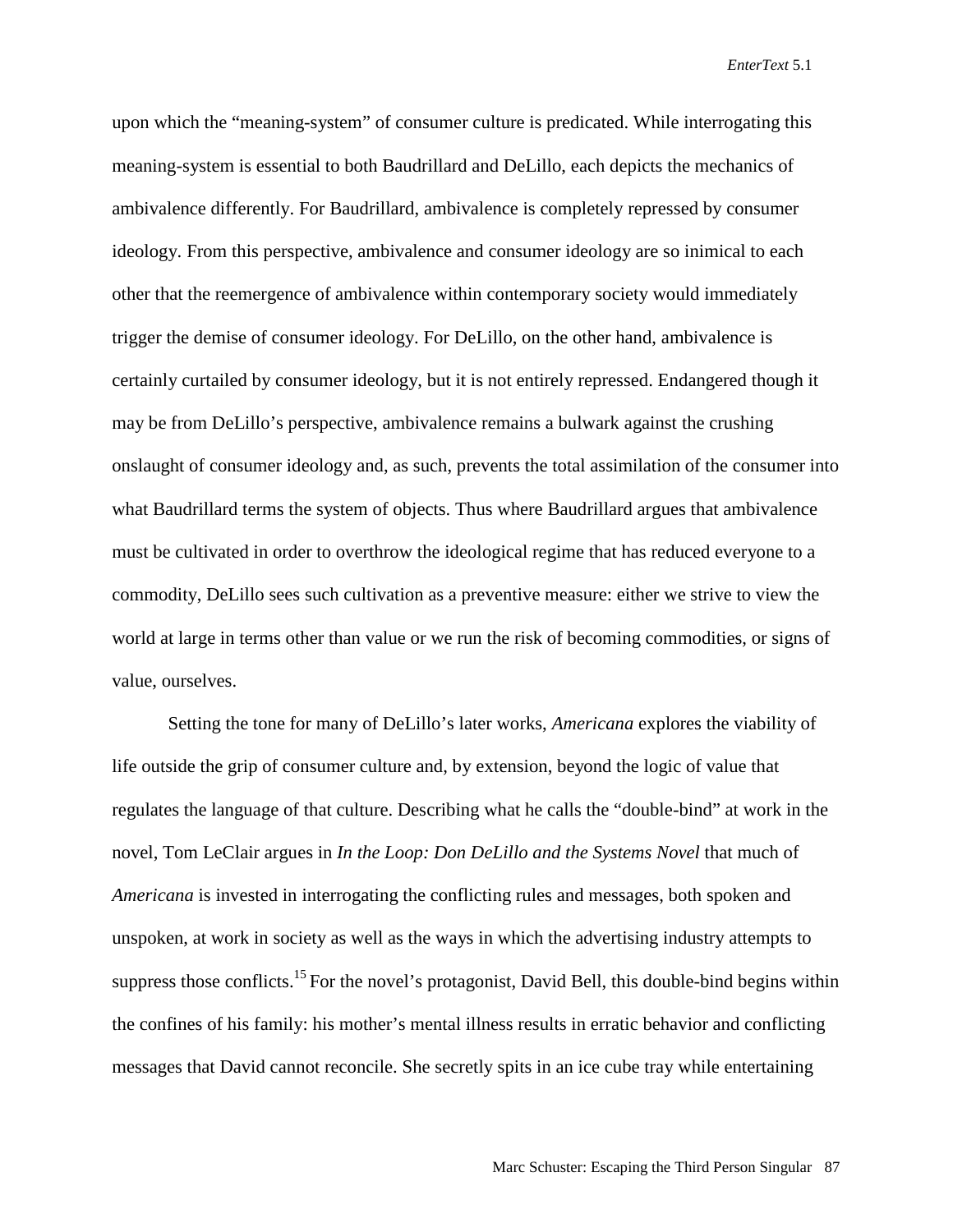upon which the "meaning-system" of consumer culture is predicated. While interrogating this meaning-system is essential to both Baudrillard and DeLillo, each depicts the mechanics of ambivalence differently. For Baudrillard, ambivalence is completely repressed by consumer ideology. From this perspective, ambivalence and consumer ideology are so inimical to each other that the reemergence of ambivalence within contemporary society would immediately trigger the demise of consumer ideology. For DeLillo, on the other hand, ambivalence is certainly curtailed by consumer ideology, but it is not entirely repressed. Endangered though it may be from DeLillo's perspective, ambivalence remains a bulwark against the crushing onslaught of consumer ideology and, as such, prevents the total assimilation of the consumer into what Baudrillard terms the system of objects. Thus where Baudrillard argues that ambivalence must be cultivated in order to overthrow the ideological regime that has reduced everyone to a commodity, DeLillo sees such cultivation as a preventive measure: either we strive to view the world at large in terms other than value or we run the risk of becoming commodities, or signs of value, ourselves.

Setting the tone for many of DeLillo's later works, *Americana* explores the viability of life outside the grip of consumer culture and, by extension, beyond the logic of value that regulates the language of that culture. Describing what he calls the "double-bind" at work in the novel, Tom LeClair argues in *In the Loop: Don DeLillo and the Systems Novel* that much of *Americana* is invested in interrogating the conflicting rules and messages, both spoken and unspoken, at work in society as well as the ways in which the advertising industry attempts to suppress those conflicts.[15] For the novel's protagonist, David Bell, this double-bind begins within the confines of his family: his mother's mental illness results in erratic behavior and conflicting messages that David cannot reconcile. She secretly spits in an ice cube tray while entertaining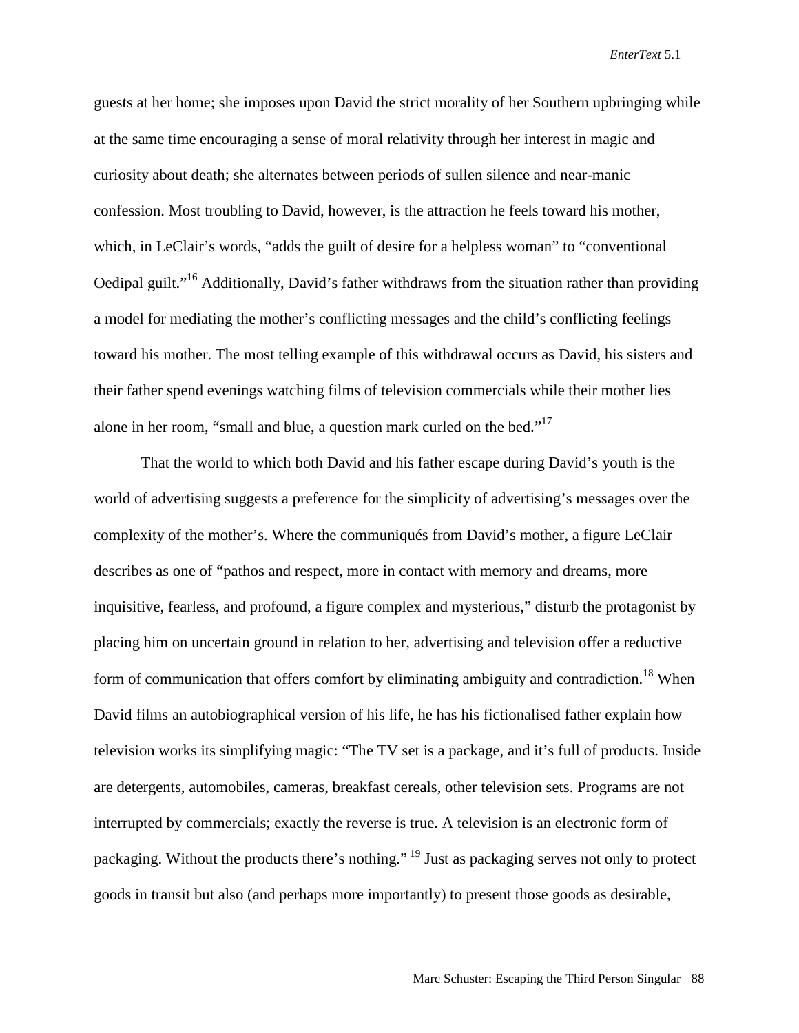guests at her home; she imposes upon David the strict morality of her Southern upbringing while at the same time encouraging a sense of moral relativity through her interest in magic and curiosity about death; she alternates between periods of sullen silence and near-manic confession. Most troubling to David, however, is the attraction he feels toward his mother, which, in LeClair's words, "adds the guilt of desire for a helpless woman" to "conventional Oedipal guilt."[16] Additionally, David's father withdraws from the situation rather than providing a model for mediating the mother's conflicting messages and the child's conflicting feelings toward his mother. The most telling example of this withdrawal occurs as David, his sisters and their father spend evenings watching films of television commercials while their mother lies alone in her room, "small and blue, a question mark curled on the bed."[17]

That the world to which both David and his father escape during David's youth is the world of advertising suggests a preference for the simplicity of advertising's messages over the complexity of the mother's. Where the communiqués from David's mother, a figure LeClair describes as one of "pathos and respect, more in contact with memory and dreams, more inquisitive, fearless, and profound, a figure complex and mysterious," disturb the protagonist by placing him on uncertain ground in relation to her, advertising and television offer a reductive form of communication that offers comfort by eliminating ambiguity and contradiction.[18] When David films an autobiographical version of his life, he has his fictionalised father explain how television works its simplifying magic: "The TV set is a package, and it's full of products. Inside are detergents, automobiles, cameras, breakfast cereals, other television sets. Programs are not interrupted by commercials; exactly the reverse is true. A television is an electronic form of packaging. Without the products there's nothing." [19] Just as packaging serves not only to protect goods in transit but also (and perhaps more importantly) to present those goods as desirable,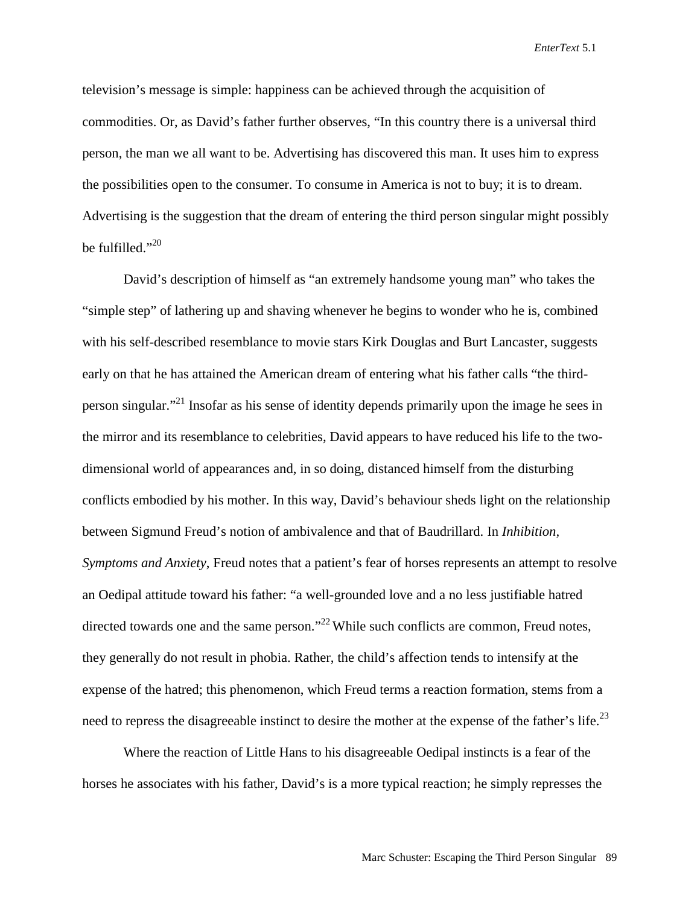television's message is simple: happiness can be achieved through the acquisition of commodities. Or, as David's father further observes, "In this country there is a universal third person, the man we all want to be. Advertising has discovered this man. It uses him to express the possibilities open to the consumer. To consume in America is not to buy; it is to dream. Advertising is the suggestion that the dream of entering the third person singular might possibly be fulfilled."[20]

David's description of himself as "an extremely handsome young man" who takes the "simple step" of lathering up and shaving whenever he begins to wonder who he is, combined with his self-described resemblance to movie stars Kirk Douglas and Burt Lancaster, suggests early on that he has attained the American dream of entering what his father calls "the third-person singular."[21] Insofar as his sense of identity depends primarily upon the image he sees in the mirror and its resemblance to celebrities, David appears to have reduced his life to the two-dimensional world of appearances and, in so doing, distanced himself from the disturbing conflicts embodied by his mother. In this way, David's behaviour sheds light on the relationship between Sigmund Freud's notion of ambivalence and that of Baudrillard. In *Inhibition, Symptoms and Anxiety*, Freud notes that a patient's fear of horses represents an attempt to resolve an Oedipal attitude toward his father: "a well-grounded love and a no less justifiable hatred directed towards one and the same person."[22] While such conflicts are common, Freud notes, they generally do not result in phobia. Rather, the child's affection tends to intensify at the expense of the hatred; this phenomenon, which Freud terms a reaction formation, stems from a need to repress the disagreeable instinct to desire the mother at the expense of the father's life.[23]

Where the reaction of Little Hans to his disagreeable Oedipal instincts is a fear of the horses he associates with his father, David's is a more typical reaction; he simply represses the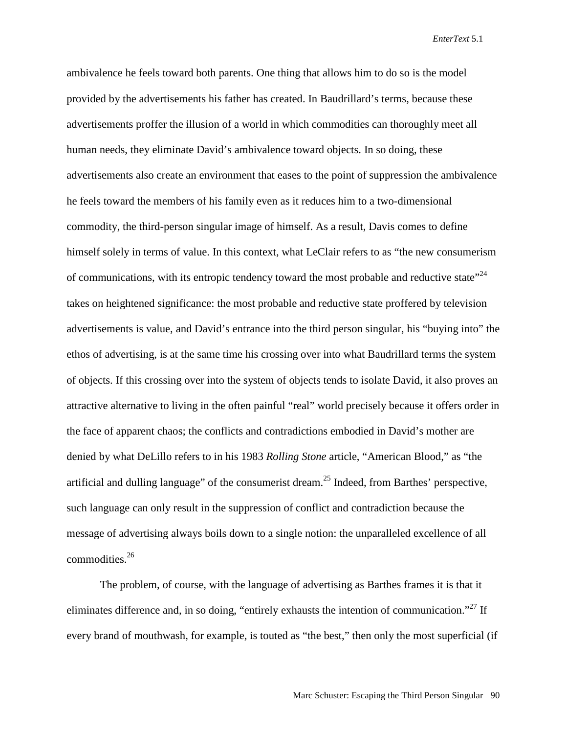ambivalence he feels toward both parents. One thing that allows him to do so is the model provided by the advertisements his father has created. In Baudrillard's terms, because these advertisements proffer the illusion of a world in which commodities can thoroughly meet all human needs, they eliminate David's ambivalence toward objects. In so doing, these advertisements also create an environment that eases to the point of suppression the ambivalence he feels toward the members of his family even as it reduces him to a two-dimensional commodity, the third-person singular image of himself. As a result, Davis comes to define himself solely in terms of value. In this context, what LeClair refers to as "the new consumerism of communications, with its entropic tendency toward the most probable and reductive state"[24] takes on heightened significance: the most probable and reductive state proffered by television advertisements is value, and David's entrance into the third person singular, his "buying into" the ethos of advertising, is at the same time his crossing over into what Baudrillard terms the system of objects. If this crossing over into the system of objects tends to isolate David, it also proves an attractive alternative to living in the often painful "real" world precisely because it offers order in the face of apparent chaos; the conflicts and contradictions embodied in David's mother are denied by what DeLillo refers to in his 1983 *Rolling Stone* article, "American Blood," as "the artificial and dulling language" of the consumerist dream.[25] Indeed, from Barthes' perspective, such language can only result in the suppression of conflict and contradiction because the message of advertising always boils down to a single notion: the unparalleled excellence of all commodities.[26]

The problem, of course, with the language of advertising as Barthes frames it is that it eliminates difference and, in so doing, "entirely exhausts the intention of communication."[27] If every brand of mouthwash, for example, is touted as "the best," then only the most superficial (if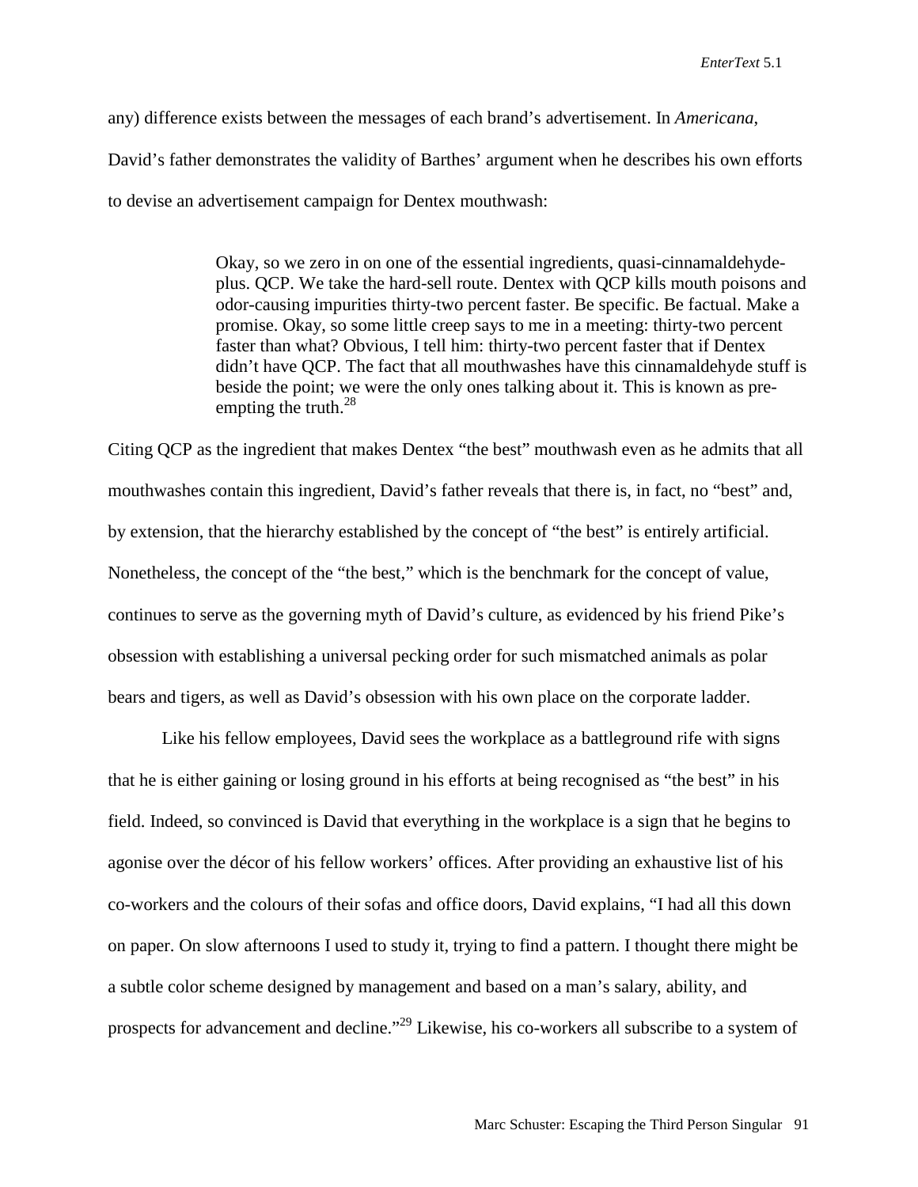any) difference exists between the messages of each brand's advertisement. In *Americana*, David's father demonstrates the validity of Barthes' argument when he describes his own efforts to devise an advertisement campaign for Dentex mouthwash:

> Okay, so we zero in on one of the essential ingredients, quasi-cinnamaldehyde-plus. QCP. We take the hard-sell route. Dentex with QCP kills mouth poisons and odor-causing impurities thirty-two percent faster. Be specific. Be factual. Make a promise. Okay, so some little creep says to me in a meeting: thirty-two percent faster than what? Obvious, I tell him: thirty-two percent faster that if Dentex didn't have QCP. The fact that all mouthwashes have this cinnamaldehyde stuff is beside the point; we were the only ones talking about it. This is known as pre-empting the truth.[28]

Citing QCP as the ingredient that makes Dentex "the best" mouthwash even as he admits that all mouthwashes contain this ingredient, David's father reveals that there is, in fact, no "best" and, by extension, that the hierarchy established by the concept of "the best" is entirely artificial. Nonetheless, the concept of the "the best," which is the benchmark for the concept of value, continues to serve as the governing myth of David's culture, as evidenced by his friend Pike's obsession with establishing a universal pecking order for such mismatched animals as polar bears and tigers, as well as David's obsession with his own place on the corporate ladder.

Like his fellow employees, David sees the workplace as a battleground rife with signs that he is either gaining or losing ground in his efforts at being recognised as "the best" in his field. Indeed, so convinced is David that everything in the workplace is a sign that he begins to agonise over the décor of his fellow workers' offices. After providing an exhaustive list of his co-workers and the colours of their sofas and office doors, David explains, "I had all this down on paper. On slow afternoons I used to study it, trying to find a pattern. I thought there might be a subtle color scheme designed by management and based on a man's salary, ability, and prospects for advancement and decline."[29] Likewise, his co-workers all subscribe to a system of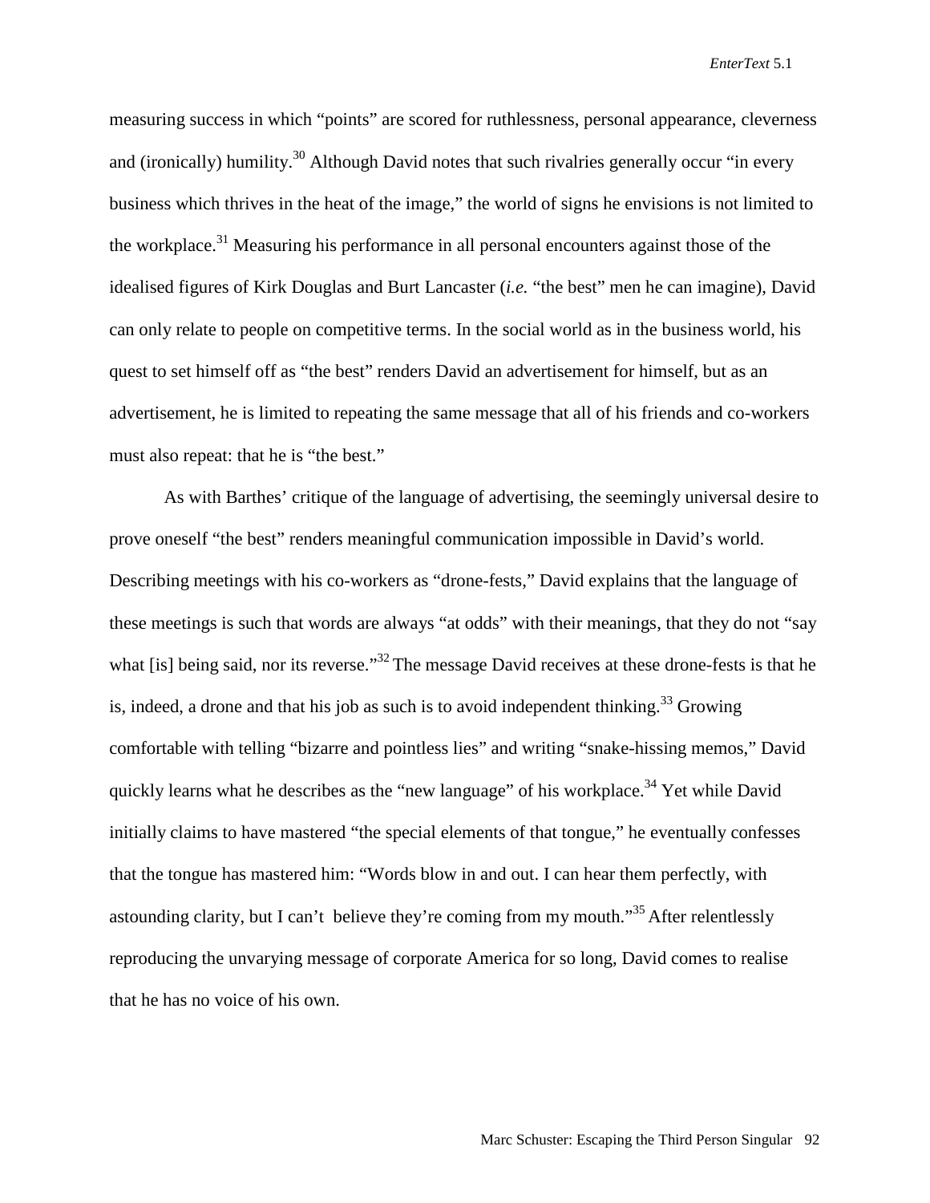measuring success in which "points" are scored for ruthlessness, personal appearance, cleverness and (ironically) humility.[30] Although David notes that such rivalries generally occur "in every business which thrives in the heat of the image," the world of signs he envisions is not limited to the workplace.[31] Measuring his performance in all personal encounters against those of the idealised figures of Kirk Douglas and Burt Lancaster (*i.e.* "the best" men he can imagine), David can only relate to people on competitive terms. In the social world as in the business world, his quest to set himself off as "the best" renders David an advertisement for himself, but as an advertisement, he is limited to repeating the same message that all of his friends and co-workers must also repeat: that he is "the best."

As with Barthes' critique of the language of advertising, the seemingly universal desire to prove oneself "the best" renders meaningful communication impossible in David's world. Describing meetings with his co-workers as "drone-fests," David explains that the language of these meetings is such that words are always "at odds" with their meanings, that they do not "say what [is] being said, nor its reverse."[32] The message David receives at these drone-fests is that he is, indeed, a drone and that his job as such is to avoid independent thinking.[33] Growing comfortable with telling "bizarre and pointless lies" and writing "snake-hissing memos," David quickly learns what he describes as the "new language" of his workplace.[34] Yet while David initially claims to have mastered "the special elements of that tongue," he eventually confesses that the tongue has mastered him: "Words blow in and out. I can hear them perfectly, with astounding clarity, but I can't believe they're coming from my mouth."[35] After relentlessly reproducing the unvarying message of corporate America for so long, David comes to realise that he has no voice of his own.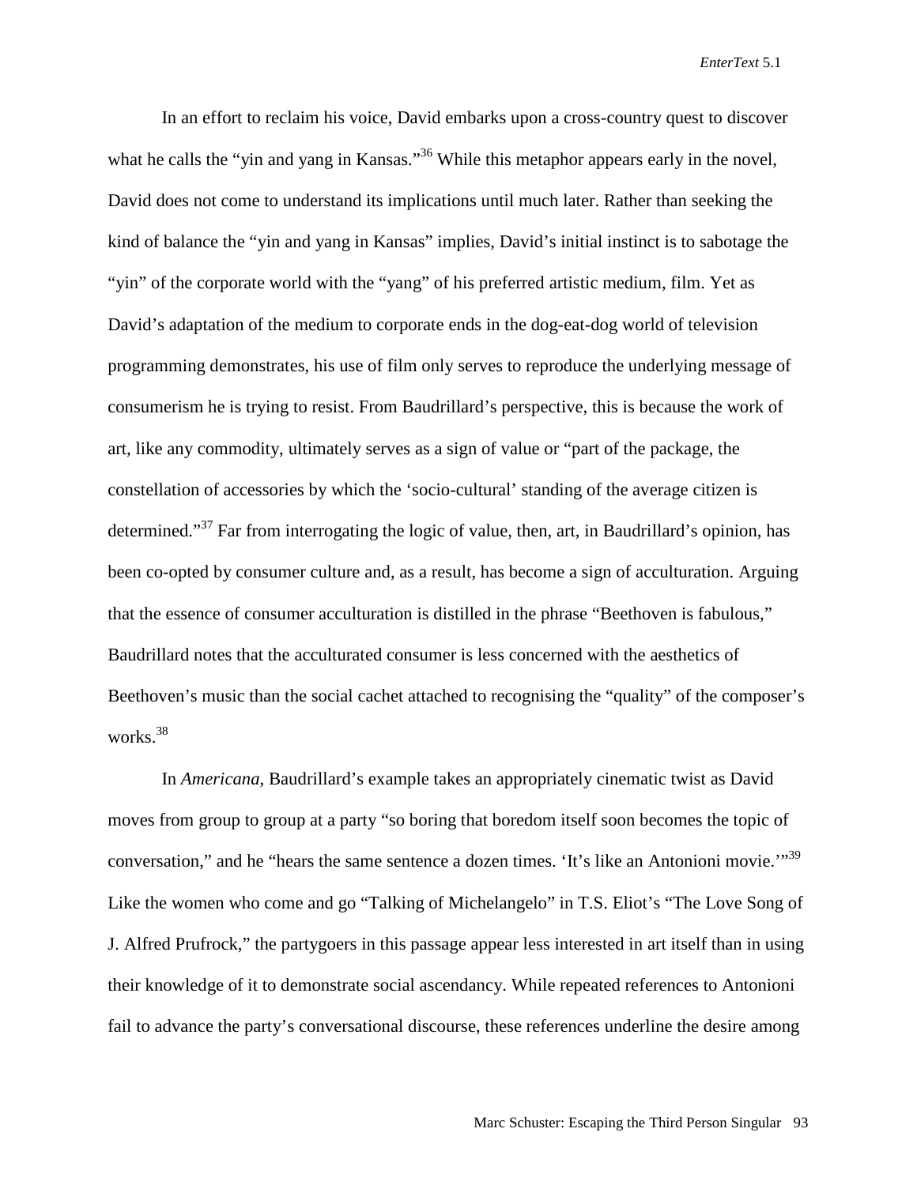In an effort to reclaim his voice, David embarks upon a cross-country quest to discover what he calls the "yin and yang in Kansas."[36] While this metaphor appears early in the novel, David does not come to understand its implications until much later. Rather than seeking the kind of balance the "yin and yang in Kansas" implies, David's initial instinct is to sabotage the "yin" of the corporate world with the "yang" of his preferred artistic medium, film. Yet as David's adaptation of the medium to corporate ends in the dog-eat-dog world of television programming demonstrates, his use of film only serves to reproduce the underlying message of consumerism he is trying to resist. From Baudrillard's perspective, this is because the work of art, like any commodity, ultimately serves as a sign of value or "part of the package, the constellation of accessories by which the 'socio-cultural' standing of the average citizen is determined."[37] Far from interrogating the logic of value, then, art, in Baudrillard's opinion, has been co-opted by consumer culture and, as a result, has become a sign of acculturation. Arguing that the essence of consumer acculturation is distilled in the phrase "Beethoven is fabulous," Baudrillard notes that the acculturated consumer is less concerned with the aesthetics of Beethoven's music than the social cachet attached to recognising the "quality" of the composer's works.[38]

In *Americana*, Baudrillard's example takes an appropriately cinematic twist as David moves from group to group at a party "so boring that boredom itself soon becomes the topic of conversation," and he "hears the same sentence a dozen times. 'It's like an Antonioni movie.'"[39] Like the women who come and go "Talking of Michelangelo" in T.S. Eliot's "The Love Song of J. Alfred Prufrock," the partygoers in this passage appear less interested in art itself than in using their knowledge of it to demonstrate social ascendancy. While repeated references to Antonioni fail to advance the party's conversational discourse, these references underline the desire among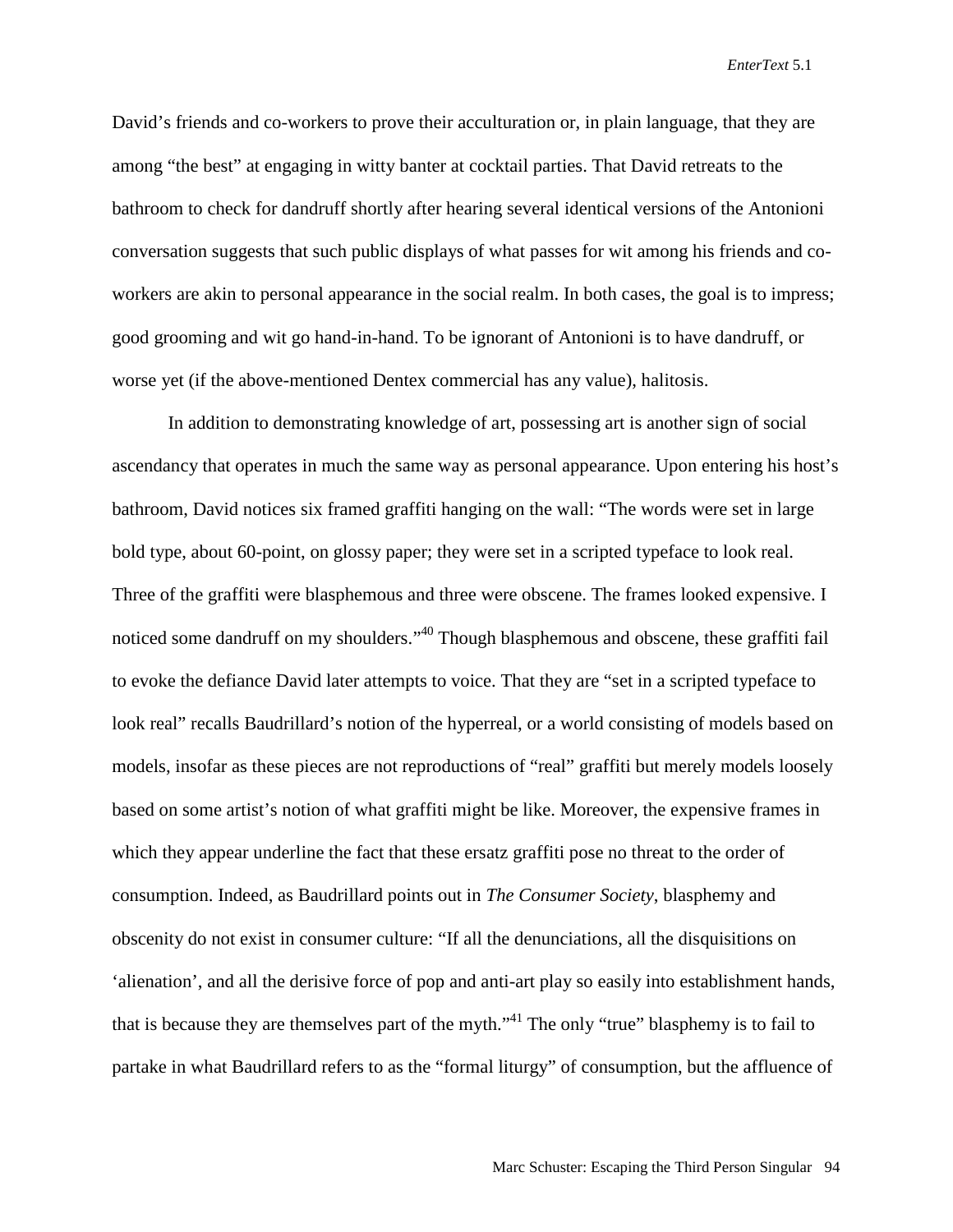David's friends and co-workers to prove their acculturation or, in plain language, that they are among "the best" at engaging in witty banter at cocktail parties. That David retreats to the bathroom to check for dandruff shortly after hearing several identical versions of the Antonioni conversation suggests that such public displays of what passes for wit among his friends and co-workers are akin to personal appearance in the social realm. In both cases, the goal is to impress; good grooming and wit go hand-in-hand. To be ignorant of Antonioni is to have dandruff, or worse yet (if the above-mentioned Dentex commercial has any value), halitosis.

In addition to demonstrating knowledge of art, possessing art is another sign of social ascendancy that operates in much the same way as personal appearance. Upon entering his host's bathroom, David notices six framed graffiti hanging on the wall: "The words were set in large bold type, about 60-point, on glossy paper; they were set in a scripted typeface to look real. Three of the graffiti were blasphemous and three were obscene. The frames looked expensive. I noticed some dandruff on my shoulders."[40] Though blasphemous and obscene, these graffiti fail to evoke the defiance David later attempts to voice. That they are "set in a scripted typeface to look real" recalls Baudrillard's notion of the hyperreal, or a world consisting of models based on models, insofar as these pieces are not reproductions of "real" graffiti but merely models loosely based on some artist's notion of what graffiti might be like. Moreover, the expensive frames in which they appear underline the fact that these ersatz graffiti pose no threat to the order of consumption. Indeed, as Baudrillard points out in *The Consumer Society*, blasphemy and obscenity do not exist in consumer culture: "If all the denunciations, all the disquisitions on 'alienation', and all the derisive force of pop and anti-art play so easily into establishment hands, that is because they are themselves part of the myth."[41] The only "true" blasphemy is to fail to partake in what Baudrillard refers to as the "formal liturgy" of consumption, but the affluence of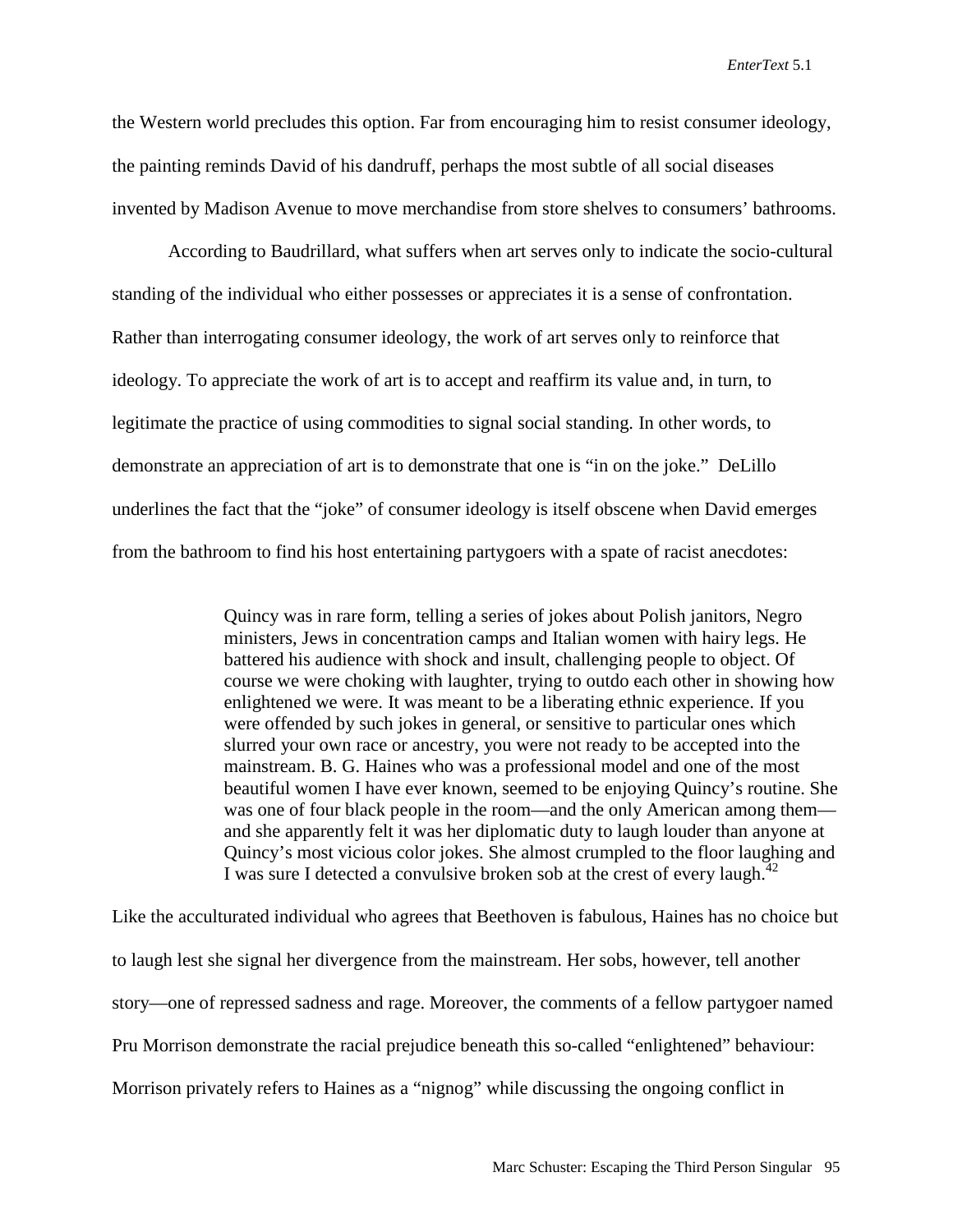the Western world precludes this option. Far from encouraging him to resist consumer ideology, the painting reminds David of his dandruff, perhaps the most subtle of all social diseases invented by Madison Avenue to move merchandise from store shelves to consumers' bathrooms.

According to Baudrillard, what suffers when art serves only to indicate the socio-cultural standing of the individual who either possesses or appreciates it is a sense of confrontation. Rather than interrogating consumer ideology, the work of art serves only to reinforce that ideology. To appreciate the work of art is to accept and reaffirm its value and, in turn, to legitimate the practice of using commodities to signal social standing. In other words, to demonstrate an appreciation of art is to demonstrate that one is "in on the joke." DeLillo underlines the fact that the "joke" of consumer ideology is itself obscene when David emerges from the bathroom to find his host entertaining partygoers with a spate of racist anecdotes:

> Quincy was in rare form, telling a series of jokes about Polish janitors, Negro ministers, Jews in concentration camps and Italian women with hairy legs. He battered his audience with shock and insult, challenging people to object. Of course we were choking with laughter, trying to outdo each other in showing how enlightened we were. It was meant to be a liberating ethnic experience. If you were offended by such jokes in general, or sensitive to particular ones which slurred your own race or ancestry, you were not ready to be accepted into the mainstream. B. G. Haines who was a professional model and one of the most beautiful women I have ever known, seemed to be enjoying Quincy's routine. She was one of four black people in the room—and the only American among them—and she apparently felt it was her diplomatic duty to laugh louder than anyone at Quincy's most vicious color jokes. She almost crumpled to the floor laughing and I was sure I detected a convulsive broken sob at the crest of every laugh.[42]

Like the acculturated individual who agrees that Beethoven is fabulous, Haines has no choice but to laugh lest she signal her divergence from the mainstream. Her sobs, however, tell another story—one of repressed sadness and rage. Moreover, the comments of a fellow partygoer named Pru Morrison demonstrate the racial prejudice beneath this so-called "enlightened" behaviour: Morrison privately refers to Haines as a "nignog" while discussing the ongoing conflict in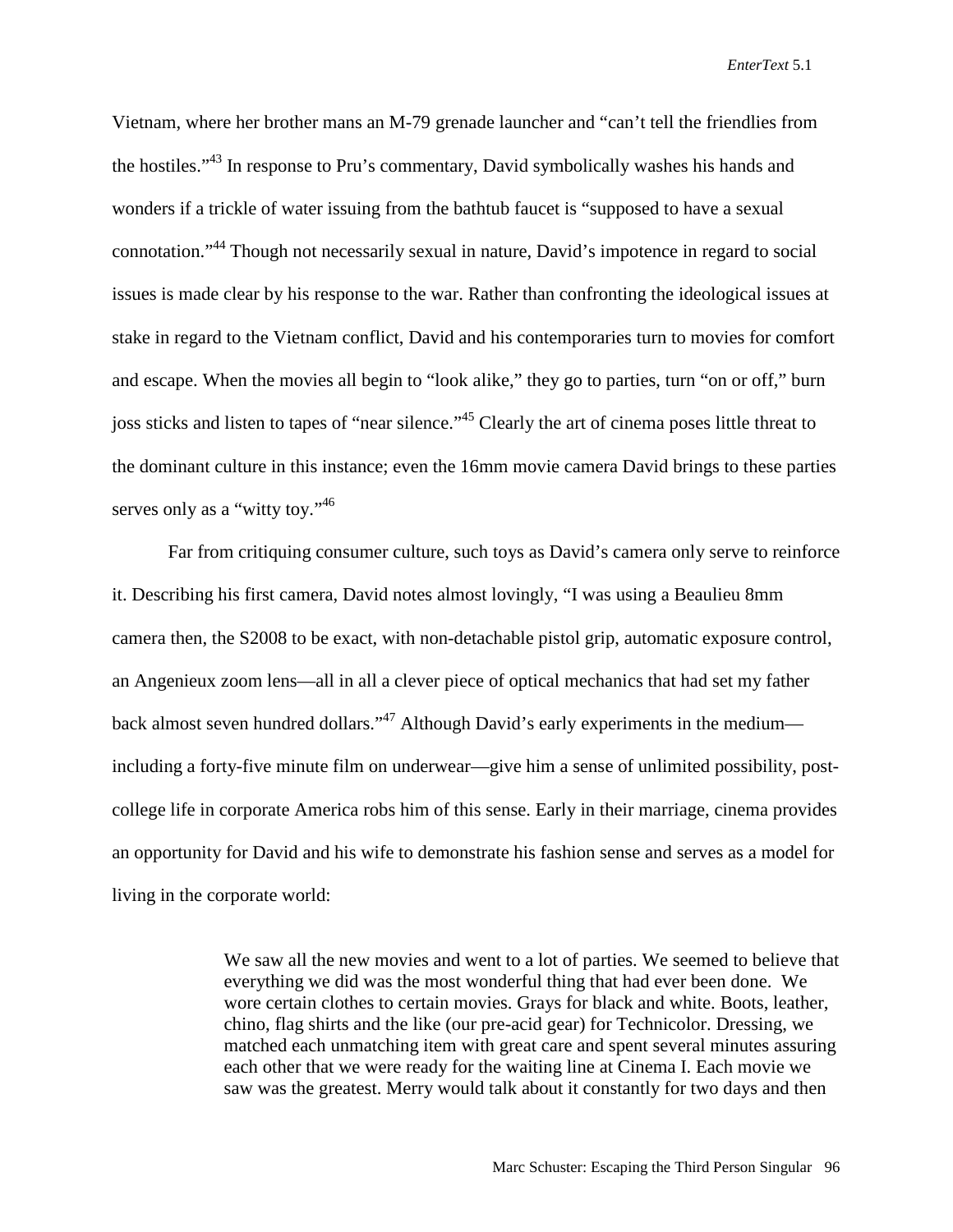Vietnam, where her brother mans an M-79 grenade launcher and "can't tell the friendlies from the hostiles."[43] In response to Pru's commentary, David symbolically washes his hands and wonders if a trickle of water issuing from the bathtub faucet is "supposed to have a sexual connotation."[44] Though not necessarily sexual in nature, David's impotence in regard to social issues is made clear by his response to the war. Rather than confronting the ideological issues at stake in regard to the Vietnam conflict, David and his contemporaries turn to movies for comfort and escape. When the movies all begin to "look alike," they go to parties, turn "on or off," burn joss sticks and listen to tapes of "near silence."[45] Clearly the art of cinema poses little threat to the dominant culture in this instance; even the 16mm movie camera David brings to these parties serves only as a "witty toy."[46]

Far from critiquing consumer culture, such toys as David's camera only serve to reinforce it. Describing his first camera, David notes almost lovingly, "I was using a Beaulieu 8mm camera then, the S2008 to be exact, with non-detachable pistol grip, automatic exposure control, an Angenieux zoom lens—all in all a clever piece of optical mechanics that had set my father back almost seven hundred dollars."[47] Although David's early experiments in the medium—including a forty-five minute film on underwear—give him a sense of unlimited possibility, post-college life in corporate America robs him of this sense. Early in their marriage, cinema provides an opportunity for David and his wife to demonstrate his fashion sense and serves as a model for living in the corporate world:

> We saw all the new movies and went to a lot of parties. We seemed to believe that everything we did was the most wonderful thing that had ever been done. We wore certain clothes to certain movies. Grays for black and white. Boots, leather, chino, flag shirts and the like (our pre-acid gear) for Technicolor. Dressing, we matched each unmatching item with great care and spent several minutes assuring each other that we were ready for the waiting line at Cinema I. Each movie we saw was the greatest. Merry would talk about it constantly for two days and then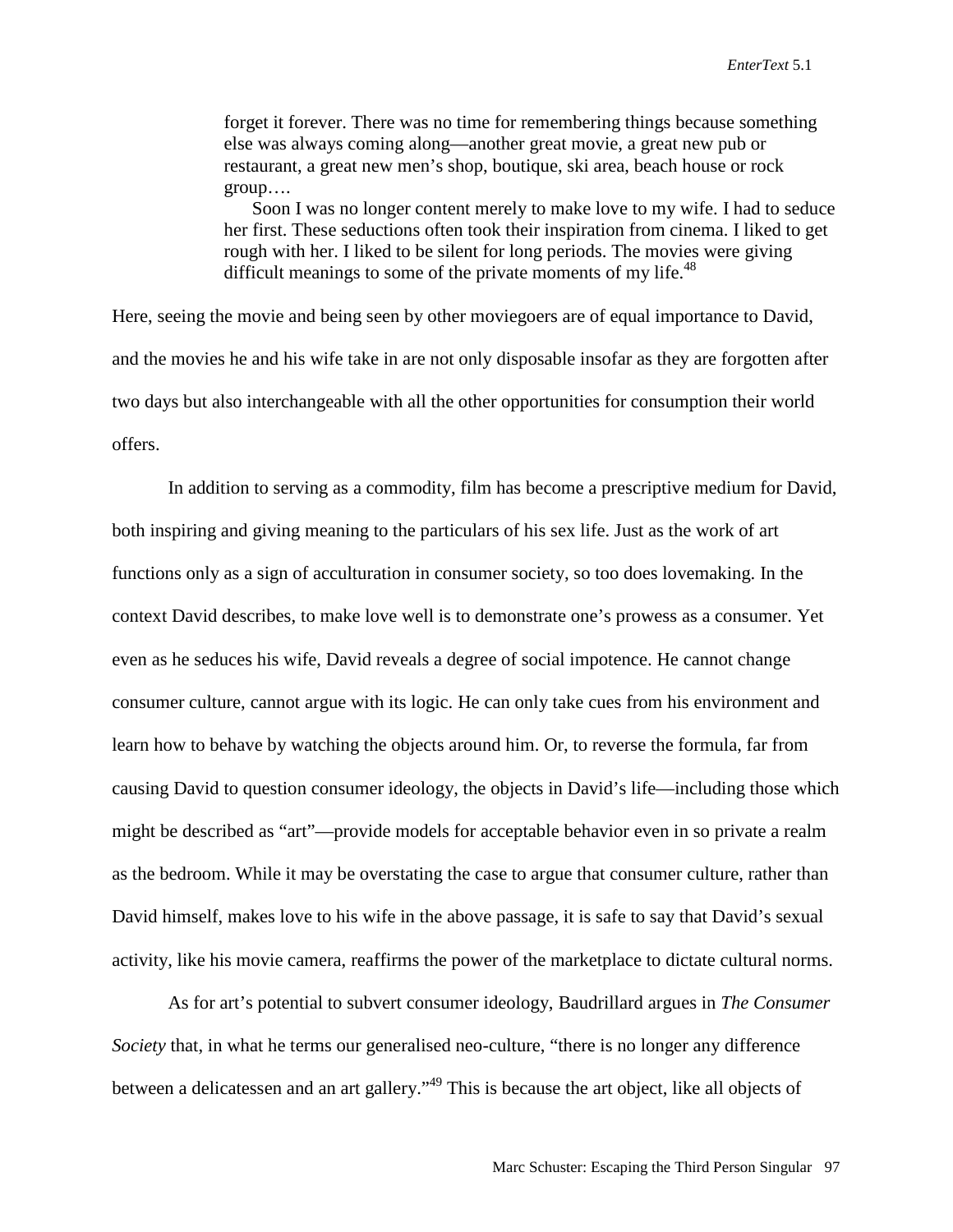> forget it forever. There was no time for remembering things because something else was always coming along—another great movie, a great new pub or restaurant, a great new men's shop, boutique, ski area, beach house or rock group….
>
> Soon I was no longer content merely to make love to my wife. I had to seduce her first. These seductions often took their inspiration from cinema. I liked to get rough with her. I liked to be silent for long periods. The movies were giving difficult meanings to some of the private moments of my life.[48]

Here, seeing the movie and being seen by other moviegoers are of equal importance to David, and the movies he and his wife take in are not only disposable insofar as they are forgotten after two days but also interchangeable with all the other opportunities for consumption their world offers.

In addition to serving as a commodity, film has become a prescriptive medium for David, both inspiring and giving meaning to the particulars of his sex life. Just as the work of art functions only as a sign of acculturation in consumer society, so too does lovemaking. In the context David describes, to make love well is to demonstrate one's prowess as a consumer. Yet even as he seduces his wife, David reveals a degree of social impotence. He cannot change consumer culture, cannot argue with its logic. He can only take cues from his environment and learn how to behave by watching the objects around him. Or, to reverse the formula, far from causing David to question consumer ideology, the objects in David's life—including those which might be described as "art"—provide models for acceptable behavior even in so private a realm as the bedroom. While it may be overstating the case to argue that consumer culture, rather than David himself, makes love to his wife in the above passage, it is safe to say that David's sexual activity, like his movie camera, reaffirms the power of the marketplace to dictate cultural norms.

As for art's potential to subvert consumer ideology, Baudrillard argues in *The Consumer Society* that, in what he terms our generalised neo-culture, "there is no longer any difference between a delicatessen and an art gallery."[49] This is because the art object, like all objects of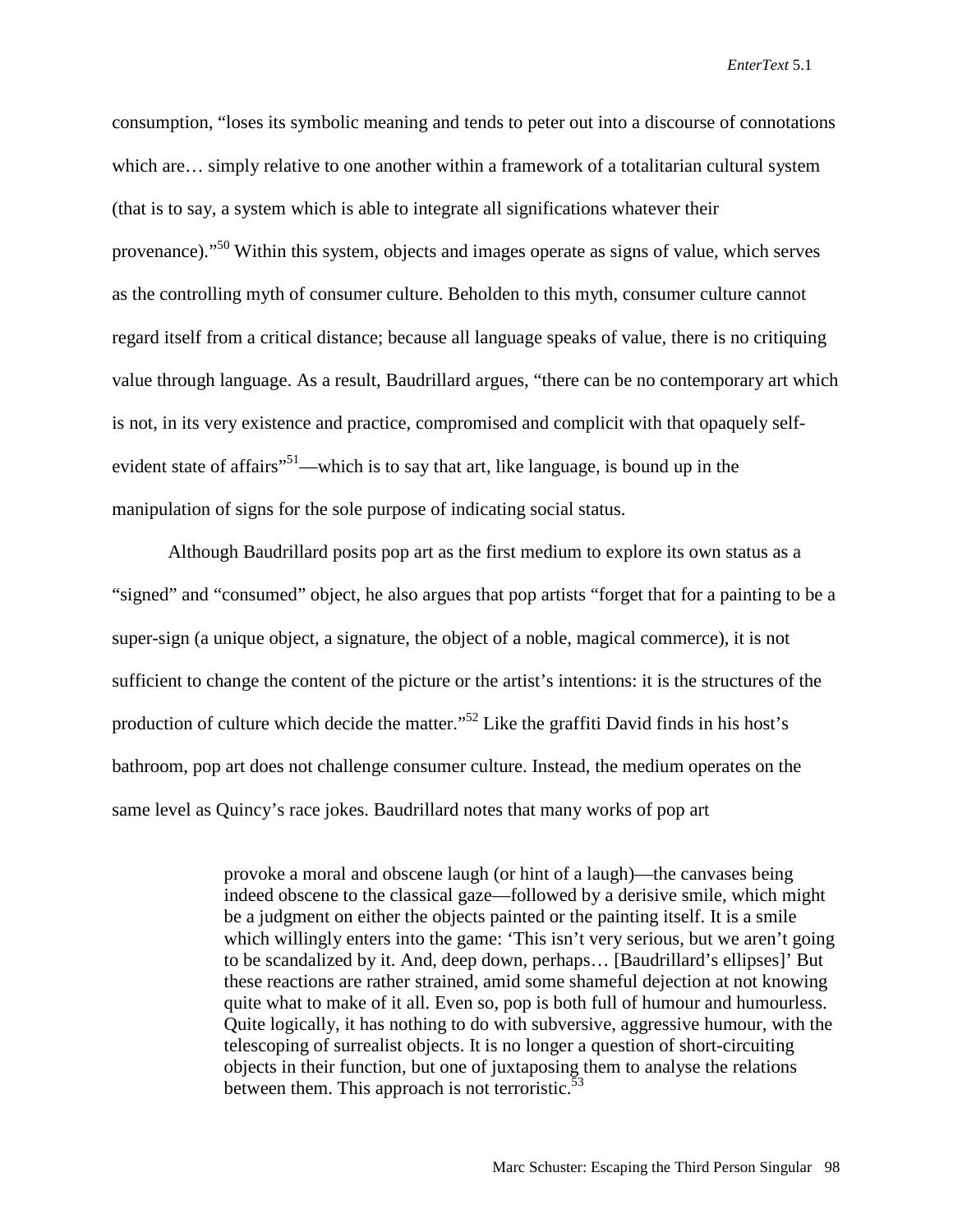consumption, "loses its symbolic meaning and tends to peter out into a discourse of connotations which are… simply relative to one another within a framework of a totalitarian cultural system (that is to say, a system which is able to integrate all significations whatever their provenance)."[50] Within this system, objects and images operate as signs of value, which serves as the controlling myth of consumer culture. Beholden to this myth, consumer culture cannot regard itself from a critical distance; because all language speaks of value, there is no critiquing value through language. As a result, Baudrillard argues, "there can be no contemporary art which is not, in its very existence and practice, compromised and complicit with that opaquely self-evident state of affairs"[51]—which is to say that art, like language, is bound up in the manipulation of signs for the sole purpose of indicating social status.

Although Baudrillard posits pop art as the first medium to explore its own status as a "signed" and "consumed" object, he also argues that pop artists "forget that for a painting to be a super-sign (a unique object, a signature, the object of a noble, magical commerce), it is not sufficient to change the content of the picture or the artist's intentions: it is the structures of the production of culture which decide the matter."[52] Like the graffiti David finds in his host's bathroom, pop art does not challenge consumer culture. Instead, the medium operates on the same level as Quincy's race jokes. Baudrillard notes that many works of pop art

> provoke a moral and obscene laugh (or hint of a laugh)—the canvases being indeed obscene to the classical gaze—followed by a derisive smile, which might be a judgment on either the objects painted or the painting itself. It is a smile which willingly enters into the game: 'This isn't very serious, but we aren't going to be scandalized by it. And, deep down, perhaps… [Baudrillard's ellipses]' But these reactions are rather strained, amid some shameful dejection at not knowing quite what to make of it all. Even so, pop is both full of humour and humourless. Quite logically, it has nothing to do with subversive, aggressive humour, with the telescoping of surrealist objects. It is no longer a question of short-circuiting objects in their function, but one of juxtaposing them to analyse the relations between them. This approach is not terroristic.[53]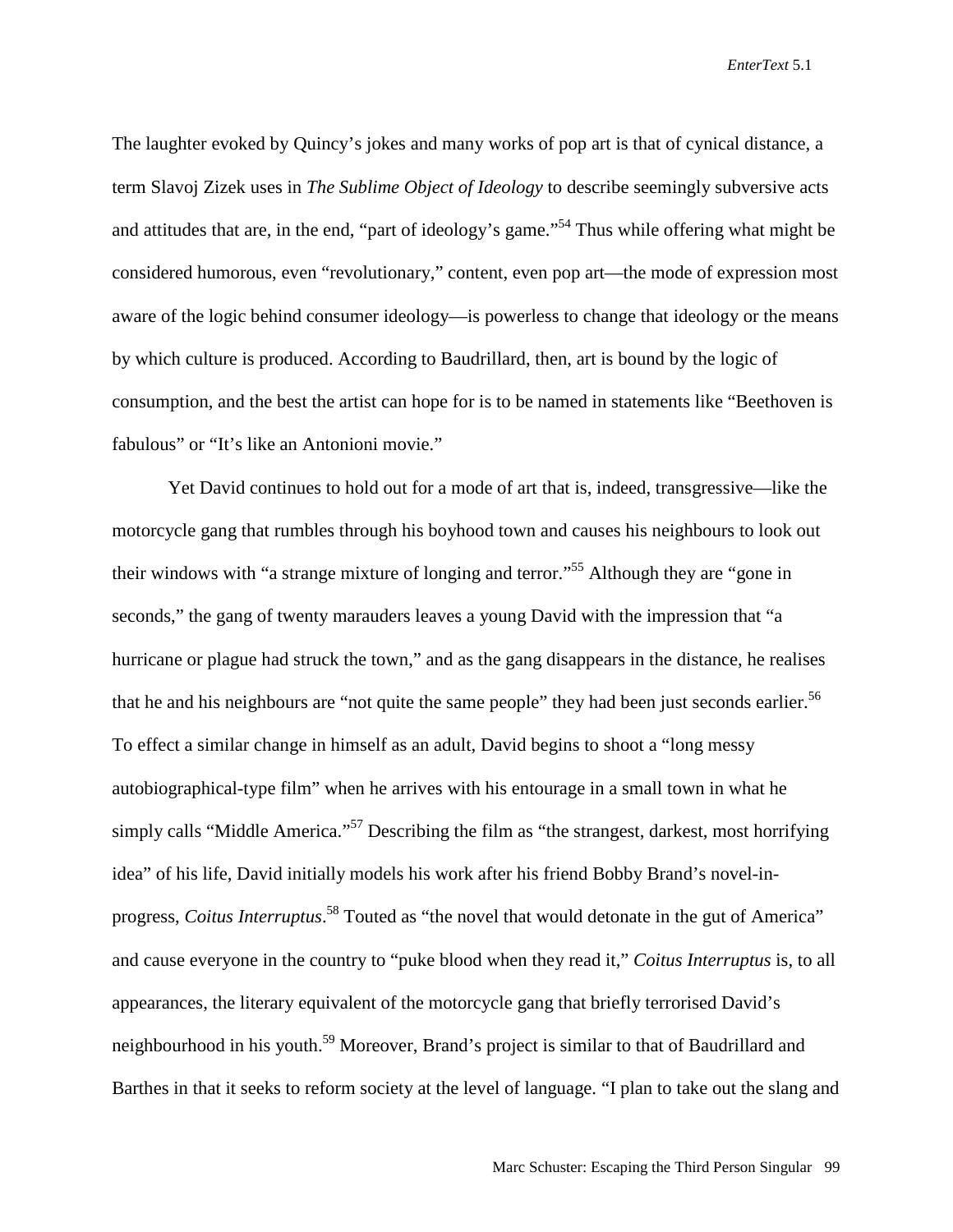The laughter evoked by Quincy's jokes and many works of pop art is that of cynical distance, a term Slavoj Zizek uses in *The Sublime Object of Ideology* to describe seemingly subversive acts and attitudes that are, in the end, "part of ideology's game."[54] Thus while offering what might be considered humorous, even "revolutionary," content, even pop art—the mode of expression most aware of the logic behind consumer ideology—is powerless to change that ideology or the means by which culture is produced. According to Baudrillard, then, art is bound by the logic of consumption, and the best the artist can hope for is to be named in statements like "Beethoven is fabulous" or "It's like an Antonioni movie."

Yet David continues to hold out for a mode of art that is, indeed, transgressive—like the motorcycle gang that rumbles through his boyhood town and causes his neighbours to look out their windows with "a strange mixture of longing and terror."[55] Although they are "gone in seconds," the gang of twenty marauders leaves a young David with the impression that "a hurricane or plague had struck the town," and as the gang disappears in the distance, he realises that he and his neighbours are "not quite the same people" they had been just seconds earlier.[56] To effect a similar change in himself as an adult, David begins to shoot a "long messy autobiographical-type film" when he arrives with his entourage in a small town in what he simply calls "Middle America."[57] Describing the film as "the strangest, darkest, most horrifying idea" of his life, David initially models his work after his friend Bobby Brand's novel-in-progress, *Coitus Interruptus*.[58] Touted as "the novel that would detonate in the gut of America" and cause everyone in the country to "puke blood when they read it," *Coitus Interruptus* is, to all appearances, the literary equivalent of the motorcycle gang that briefly terrorised David's neighbourhood in his youth.[59] Moreover, Brand's project is similar to that of Baudrillard and Barthes in that it seeks to reform society at the level of language. "I plan to take out the slang and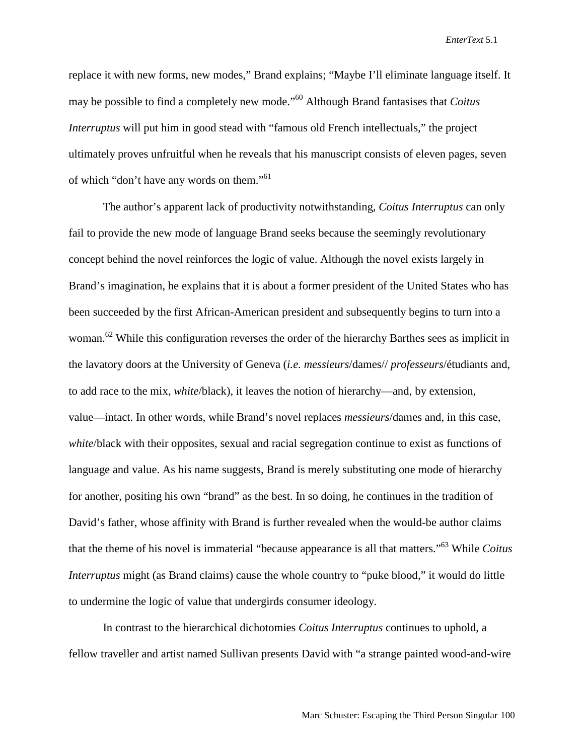replace it with new forms, new modes," Brand explains; "Maybe I'll eliminate language itself. It may be possible to find a completely new mode."[60] Although Brand fantasises that *Coitus Interruptus* will put him in good stead with "famous old French intellectuals," the project ultimately proves unfruitful when he reveals that his manuscript consists of eleven pages, seven of which "don't have any words on them."[61]

The author's apparent lack of productivity notwithstanding, *Coitus Interruptus* can only fail to provide the new mode of language Brand seeks because the seemingly revolutionary concept behind the novel reinforces the logic of value. Although the novel exists largely in Brand's imagination, he explains that it is about a former president of the United States who has been succeeded by the first African-American president and subsequently begins to turn into a woman.[62] While this configuration reverses the order of the hierarchy Barthes sees as implicit in the lavatory doors at the University of Geneva (*i.e. messieurs*/dames// *professeurs*/étudiants and, to add race to the mix, *white*/black), it leaves the notion of hierarchy—and, by extension, value—intact. In other words, while Brand's novel replaces *messieurs*/dames and, in this case, *white*/black with their opposites, sexual and racial segregation continue to exist as functions of language and value. As his name suggests, Brand is merely substituting one mode of hierarchy for another, positing his own "brand" as the best. In so doing, he continues in the tradition of David's father, whose affinity with Brand is further revealed when the would-be author claims that the theme of his novel is immaterial "because appearance is all that matters."[63] While *Coitus Interruptus* might (as Brand claims) cause the whole country to "puke blood," it would do little to undermine the logic of value that undergirds consumer ideology.

In contrast to the hierarchical dichotomies *Coitus Interruptus* continues to uphold, a fellow traveller and artist named Sullivan presents David with "a strange painted wood-and-wire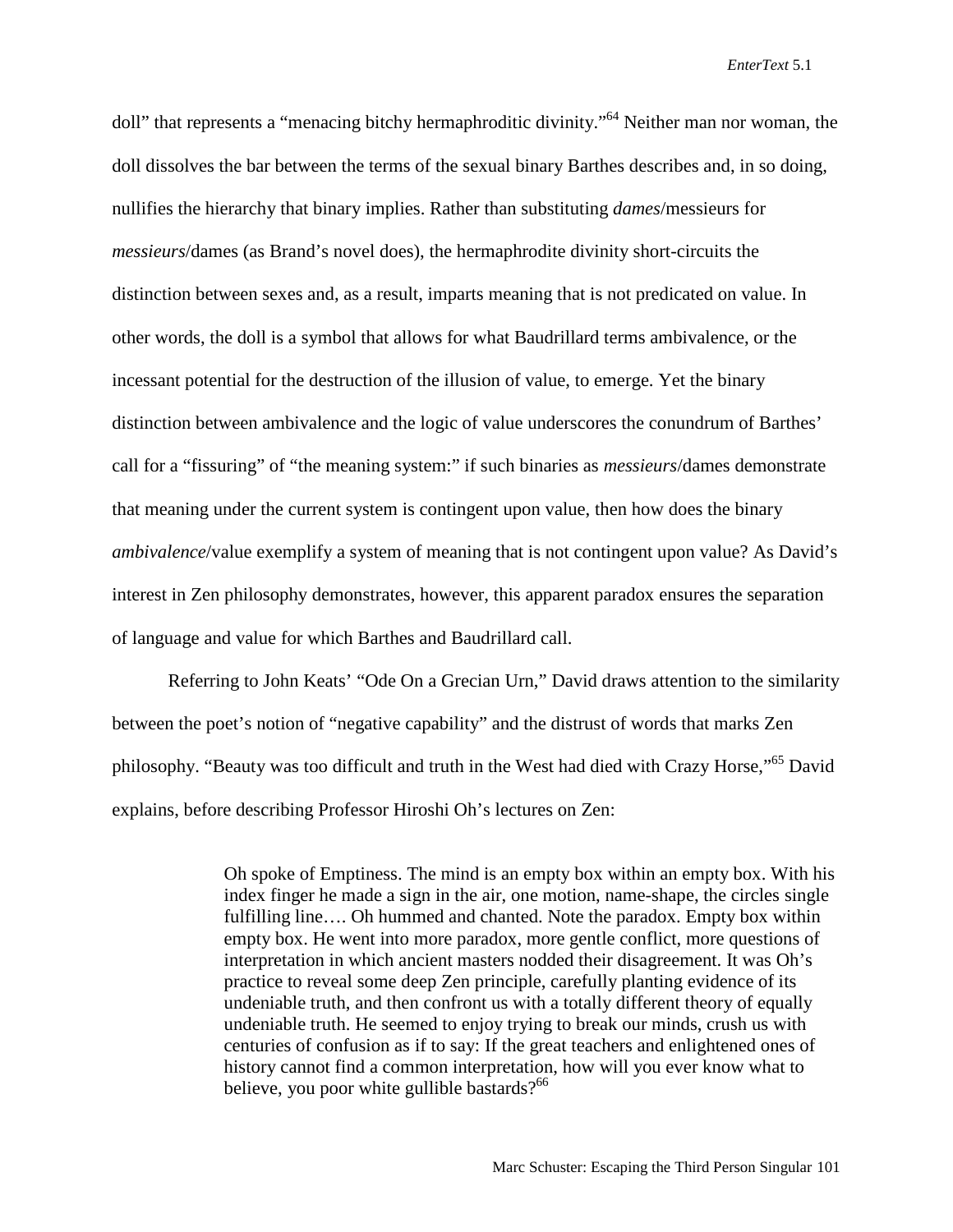doll" that represents a "menacing bitchy hermaphroditic divinity."[64] Neither man nor woman, the doll dissolves the bar between the terms of the sexual binary Barthes describes and, in so doing, nullifies the hierarchy that binary implies. Rather than substituting *dames*/messieurs for *messieurs*/dames (as Brand's novel does), the hermaphrodite divinity short-circuits the distinction between sexes and, as a result, imparts meaning that is not predicated on value. In other words, the doll is a symbol that allows for what Baudrillard terms ambivalence, or the incessant potential for the destruction of the illusion of value, to emerge. Yet the binary distinction between ambivalence and the logic of value underscores the conundrum of Barthes' call for a "fissuring" of "the meaning system:" if such binaries as *messieurs*/dames demonstrate that meaning under the current system is contingent upon value, then how does the binary *ambivalence*/value exemplify a system of meaning that is not contingent upon value? As David's interest in Zen philosophy demonstrates, however, this apparent paradox ensures the separation of language and value for which Barthes and Baudrillard call.

Referring to John Keats' "Ode On a Grecian Urn," David draws attention to the similarity between the poet's notion of "negative capability" and the distrust of words that marks Zen philosophy. "Beauty was too difficult and truth in the West had died with Crazy Horse,"[65] David explains, before describing Professor Hiroshi Oh's lectures on Zen:

> Oh spoke of Emptiness. The mind is an empty box within an empty box. With his index finger he made a sign in the air, one motion, name-shape, the circles single fulfilling line…. Oh hummed and chanted. Note the paradox. Empty box within empty box. He went into more paradox, more gentle conflict, more questions of interpretation in which ancient masters nodded their disagreement. It was Oh's practice to reveal some deep Zen principle, carefully planting evidence of its undeniable truth, and then confront us with a totally different theory of equally undeniable truth. He seemed to enjoy trying to break our minds, crush us with centuries of confusion as if to say: If the great teachers and enlightened ones of history cannot find a common interpretation, how will you ever know what to believe, you poor white gullible bastards?[66]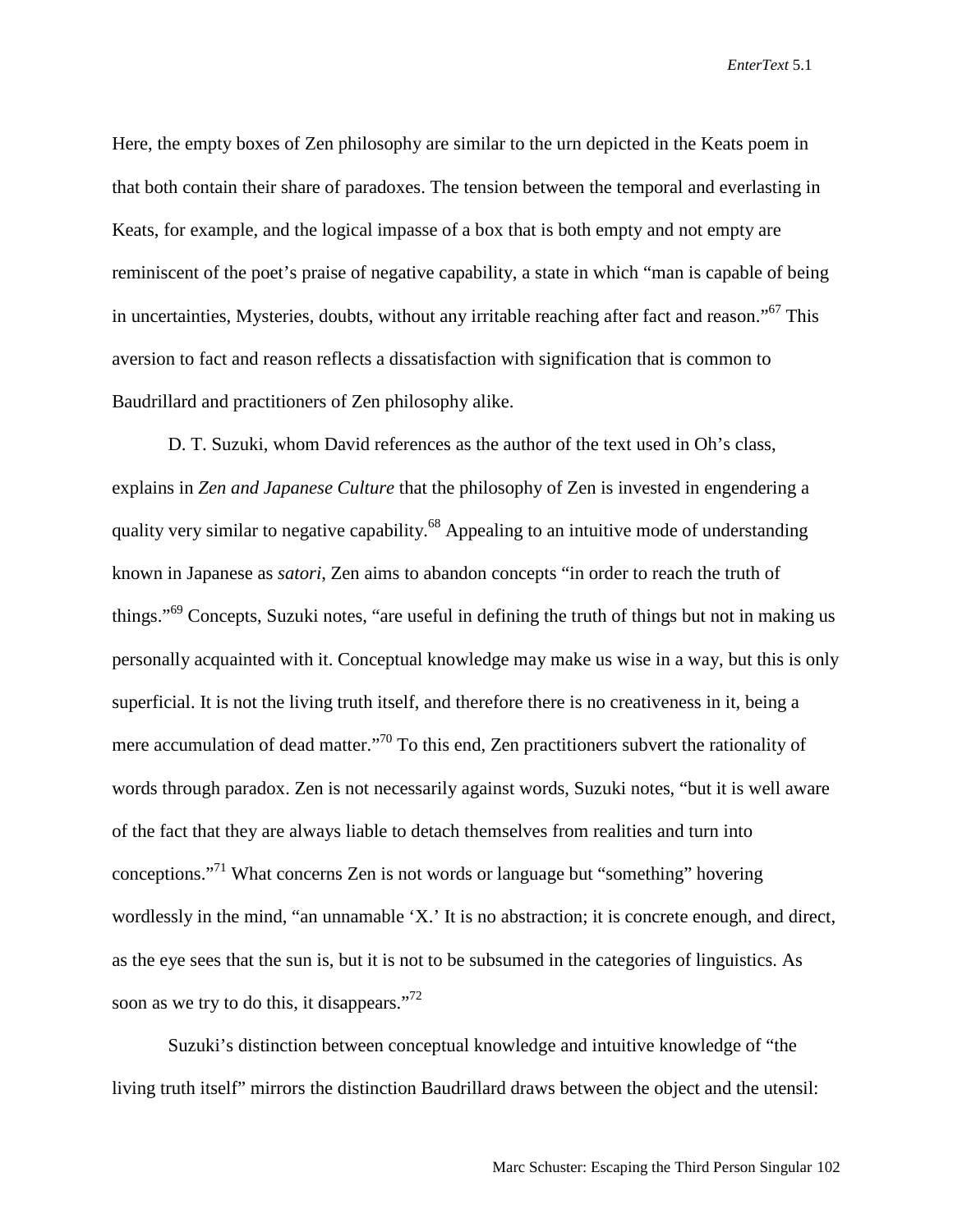Here, the empty boxes of Zen philosophy are similar to the urn depicted in the Keats poem in that both contain their share of paradoxes. The tension between the temporal and everlasting in Keats, for example, and the logical impasse of a box that is both empty and not empty are reminiscent of the poet's praise of negative capability, a state in which "man is capable of being in uncertainties, Mysteries, doubts, without any irritable reaching after fact and reason."[67] This aversion to fact and reason reflects a dissatisfaction with signification that is common to Baudrillard and practitioners of Zen philosophy alike.

D. T. Suzuki, whom David references as the author of the text used in Oh's class, explains in *Zen and Japanese Culture* that the philosophy of Zen is invested in engendering a quality very similar to negative capability.[68] Appealing to an intuitive mode of understanding known in Japanese as *satori*, Zen aims to abandon concepts "in order to reach the truth of things."[69] Concepts, Suzuki notes, "are useful in defining the truth of things but not in making us personally acquainted with it. Conceptual knowledge may make us wise in a way, but this is only superficial. It is not the living truth itself, and therefore there is no creativeness in it, being a mere accumulation of dead matter."[70] To this end, Zen practitioners subvert the rationality of words through paradox. Zen is not necessarily against words, Suzuki notes, "but it is well aware of the fact that they are always liable to detach themselves from realities and turn into conceptions."[71] What concerns Zen is not words or language but "something" hovering wordlessly in the mind, "an unnamable 'X.' It is no abstraction; it is concrete enough, and direct, as the eye sees that the sun is, but it is not to be subsumed in the categories of linguistics. As soon as we try to do this, it disappears."[72]

Suzuki's distinction between conceptual knowledge and intuitive knowledge of "the living truth itself" mirrors the distinction Baudrillard draws between the object and the utensil: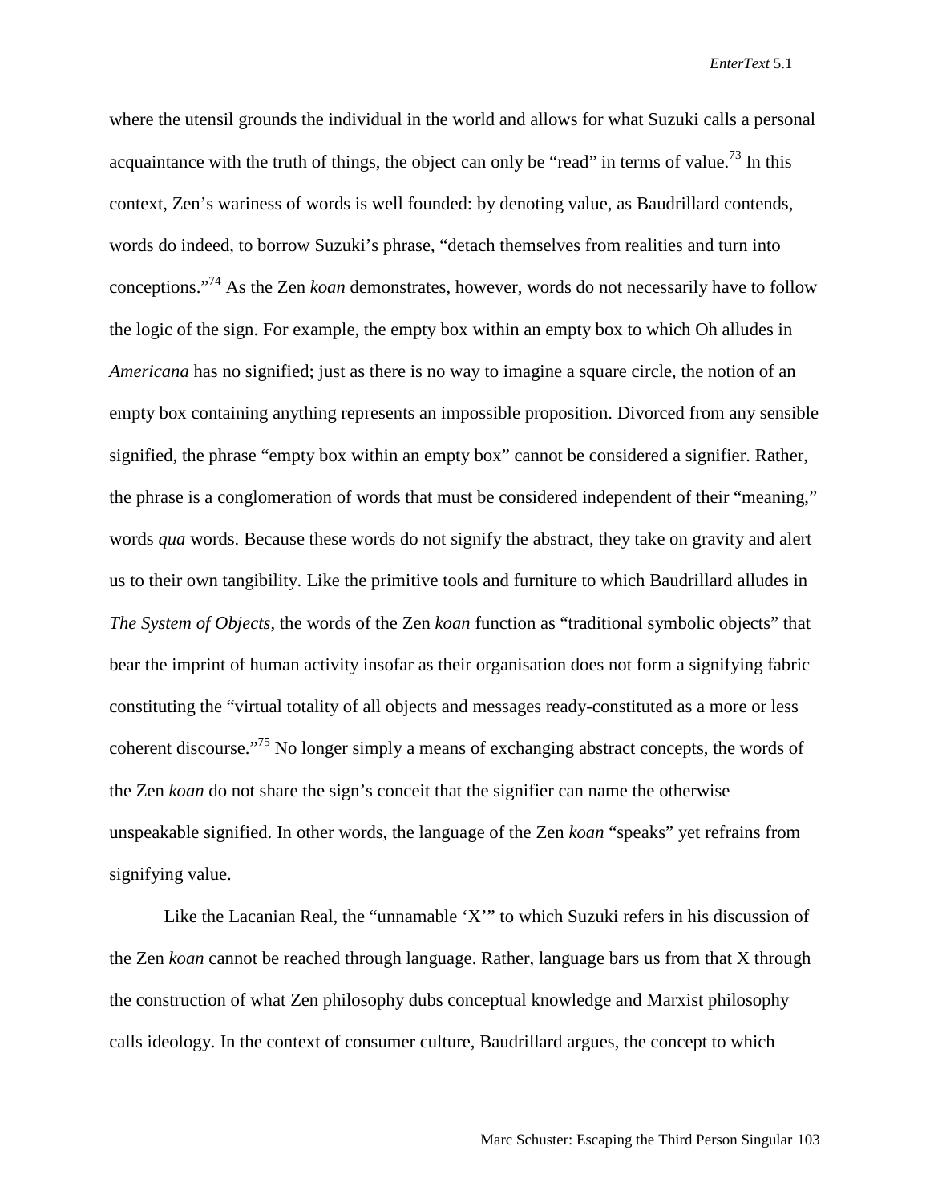where the utensil grounds the individual in the world and allows for what Suzuki calls a personal acquaintance with the truth of things, the object can only be "read" in terms of value.[73] In this context, Zen's wariness of words is well founded: by denoting value, as Baudrillard contends, words do indeed, to borrow Suzuki's phrase, "detach themselves from realities and turn into conceptions."[74] As the Zen *koan* demonstrates, however, words do not necessarily have to follow the logic of the sign. For example, the empty box within an empty box to which Oh alludes in *Americana* has no signified; just as there is no way to imagine a square circle, the notion of an empty box containing anything represents an impossible proposition. Divorced from any sensible signified, the phrase "empty box within an empty box" cannot be considered a signifier. Rather, the phrase is a conglomeration of words that must be considered independent of their "meaning," words *qua* words. Because these words do not signify the abstract, they take on gravity and alert us to their own tangibility. Like the primitive tools and furniture to which Baudrillard alludes in *The System of Objects*, the words of the Zen *koan* function as "traditional symbolic objects" that bear the imprint of human activity insofar as their organisation does not form a signifying fabric constituting the "virtual totality of all objects and messages ready-constituted as a more or less coherent discourse."[75] No longer simply a means of exchanging abstract concepts, the words of the Zen *koan* do not share the sign's conceit that the signifier can name the otherwise unspeakable signified. In other words, the language of the Zen *koan* "speaks" yet refrains from signifying value.

Like the Lacanian Real, the "unnamable 'X'" to which Suzuki refers in his discussion of the Zen *koan* cannot be reached through language. Rather, language bars us from that X through the construction of what Zen philosophy dubs conceptual knowledge and Marxist philosophy calls ideology. In the context of consumer culture, Baudrillard argues, the concept to which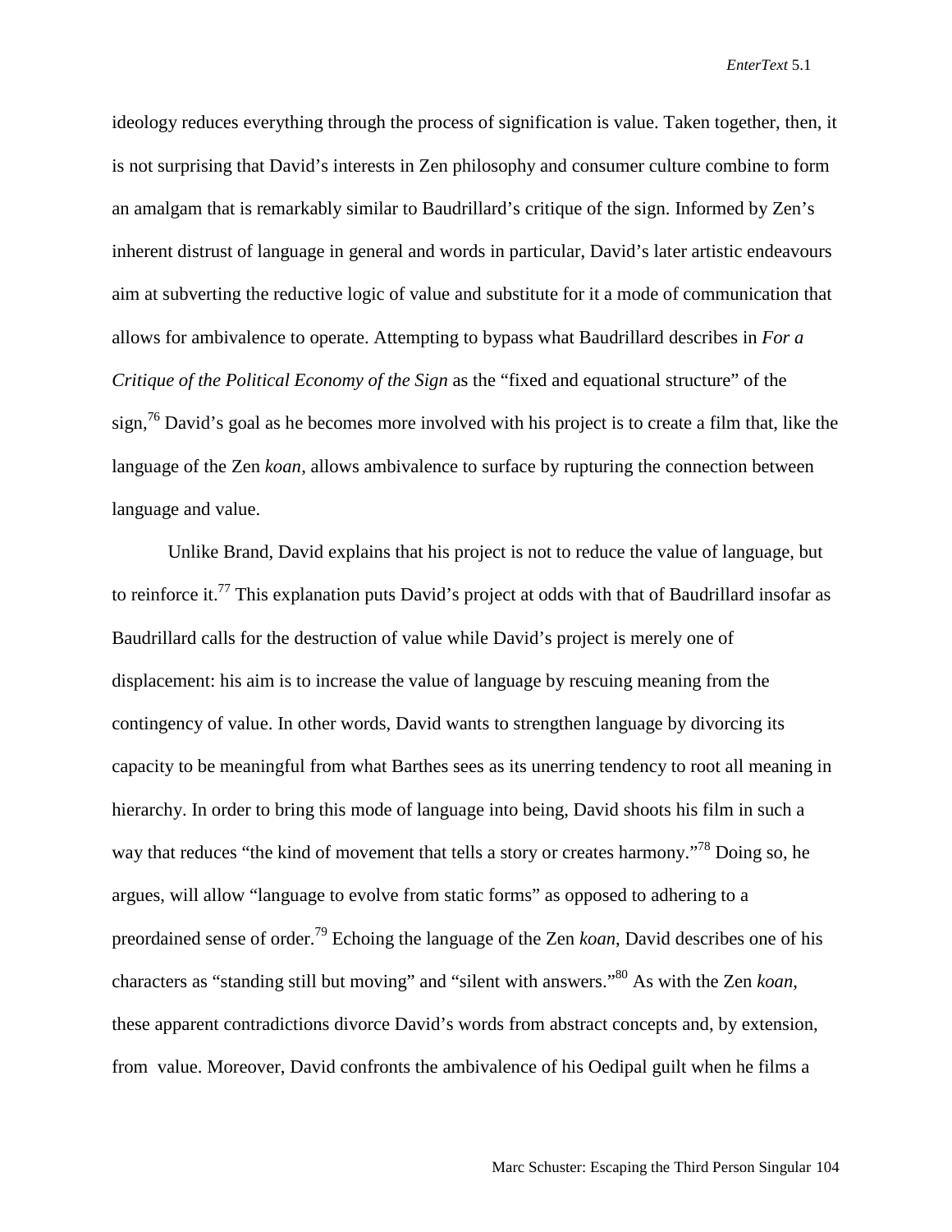ideology reduces everything through the process of signification is value. Taken together, then, it is not surprising that David's interests in Zen philosophy and consumer culture combine to form an amalgam that is remarkably similar to Baudrillard's critique of the sign. Informed by Zen's inherent distrust of language in general and words in particular, David's later artistic endeavours aim at subverting the reductive logic of value and substitute for it a mode of communication that allows for ambivalence to operate. Attempting to bypass what Baudrillard describes in *For a Critique of the Political Economy of the Sign* as the "fixed and equational structure" of the sign,[76] David's goal as he becomes more involved with his project is to create a film that, like the language of the Zen *koan*, allows ambivalence to surface by rupturing the connection between language and value.

Unlike Brand, David explains that his project is not to reduce the value of language, but to reinforce it.[77] This explanation puts David's project at odds with that of Baudrillard insofar as Baudrillard calls for the destruction of value while David's project is merely one of displacement: his aim is to increase the value of language by rescuing meaning from the contingency of value. In other words, David wants to strengthen language by divorcing its capacity to be meaningful from what Barthes sees as its unerring tendency to root all meaning in hierarchy. In order to bring this mode of language into being, David shoots his film in such a way that reduces "the kind of movement that tells a story or creates harmony."[78] Doing so, he argues, will allow "language to evolve from static forms" as opposed to adhering to a preordained sense of order.[79] Echoing the language of the Zen *koan*, David describes one of his characters as "standing still but moving" and "silent with answers."[80] As with the Zen *koan*, these apparent contradictions divorce David's words from abstract concepts and, by extension, from value. Moreover, David confronts the ambivalence of his Oedipal guilt when he films a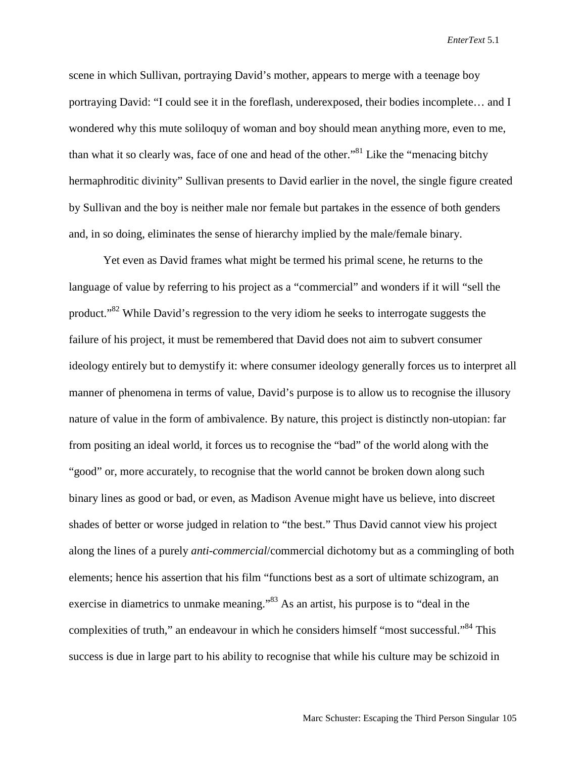scene in which Sullivan, portraying David's mother, appears to merge with a teenage boy portraying David: "I could see it in the foreflash, underexposed, their bodies incomplete… and I wondered why this mute soliloquy of woman and boy should mean anything more, even to me, than what it so clearly was, face of one and head of the other."[81] Like the "menacing bitchy hermaphroditic divinity" Sullivan presents to David earlier in the novel, the single figure created by Sullivan and the boy is neither male nor female but partakes in the essence of both genders and, in so doing, eliminates the sense of hierarchy implied by the male/female binary.

Yet even as David frames what might be termed his primal scene, he returns to the language of value by referring to his project as a "commercial" and wonders if it will "sell the product."[82] While David's regression to the very idiom he seeks to interrogate suggests the failure of his project, it must be remembered that David does not aim to subvert consumer ideology entirely but to demystify it: where consumer ideology generally forces us to interpret all manner of phenomena in terms of value, David's purpose is to allow us to recognise the illusory nature of value in the form of ambivalence. By nature, this project is distinctly non-utopian: far from positing an ideal world, it forces us to recognise the "bad" of the world along with the "good" or, more accurately, to recognise that the world cannot be broken down along such binary lines as good or bad, or even, as Madison Avenue might have us believe, into discreet shades of better or worse judged in relation to "the best." Thus David cannot view his project along the lines of a purely *anti-commercial*/commercial dichotomy but as a commingling of both elements; hence his assertion that his film "functions best as a sort of ultimate schizogram, an exercise in diametrics to unmake meaning."[83] As an artist, his purpose is to "deal in the complexities of truth," an endeavour in which he considers himself "most successful."[84] This success is due in large part to his ability to recognise that while his culture may be schizoid in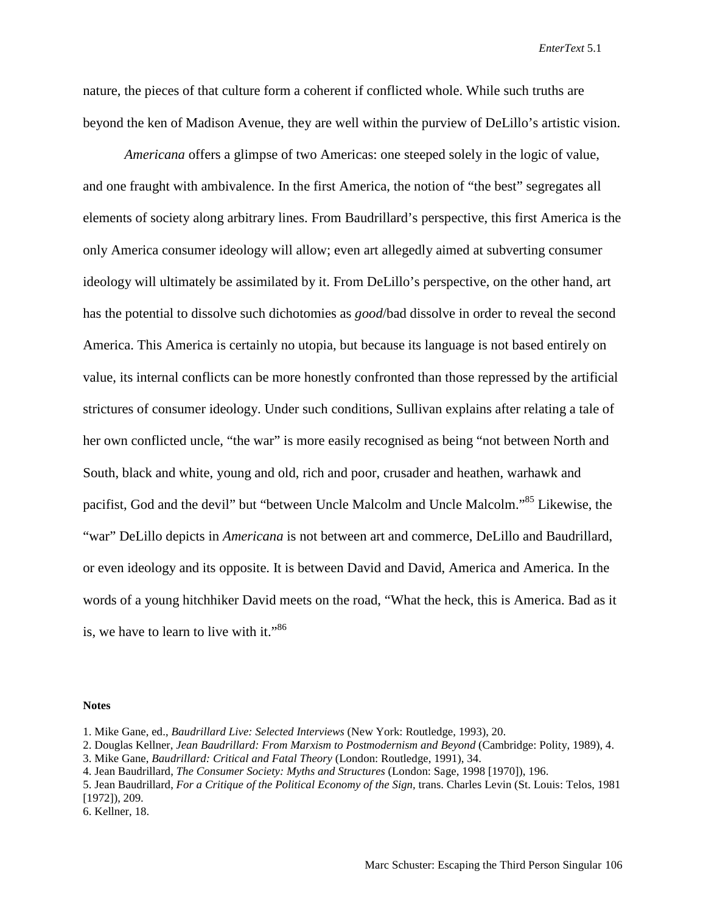nature, the pieces of that culture form a coherent if conflicted whole. While such truths are beyond the ken of Madison Avenue, they are well within the purview of DeLillo's artistic vision.

*Americana* offers a glimpse of two Americas: one steeped solely in the logic of value, and one fraught with ambivalence. In the first America, the notion of "the best" segregates all elements of society along arbitrary lines. From Baudrillard's perspective, this first America is the only America consumer ideology will allow; even art allegedly aimed at subverting consumer ideology will ultimately be assimilated by it. From DeLillo's perspective, on the other hand, art has the potential to dissolve such dichotomies as *good*/bad dissolve in order to reveal the second America. This America is certainly no utopia, but because its language is not based entirely on value, its internal conflicts can be more honestly confronted than those repressed by the artificial strictures of consumer ideology. Under such conditions, Sullivan explains after relating a tale of her own conflicted uncle, "the war" is more easily recognised as being "not between North and South, black and white, young and old, rich and poor, crusader and heathen, warhawk and pacifist, God and the devil" but "between Uncle Malcolm and Uncle Malcolm."[85] Likewise, the "war" DeLillo depicts in *Americana* is not between art and commerce, DeLillo and Baudrillard, or even ideology and its opposite. It is between David and David, America and America. In the words of a young hitchhiker David meets on the road, "What the heck, this is America. Bad as it is, we have to learn to live with it."[86]

**Notes**

1. Mike Gane, ed., *Baudrillard Live: Selected Interviews* (New York: Routledge, 1993), 20.
2. Douglas Kellner, *Jean Baudrillard: From Marxism to Postmodernism and Beyond* (Cambridge: Polity, 1989), 4.
3. Mike Gane, *Baudrillard: Critical and Fatal Theory* (London: Routledge, 1991), 34.
4. Jean Baudrillard, *The Consumer Society: Myths and Structures* (London: Sage, 1998 [1970]), 196.
5. Jean Baudrillard, *For a Critique of the Political Economy of the Sign*, trans. Charles Levin (St. Louis: Telos, 1981 [1972]), 209.
6. Kellner, 18.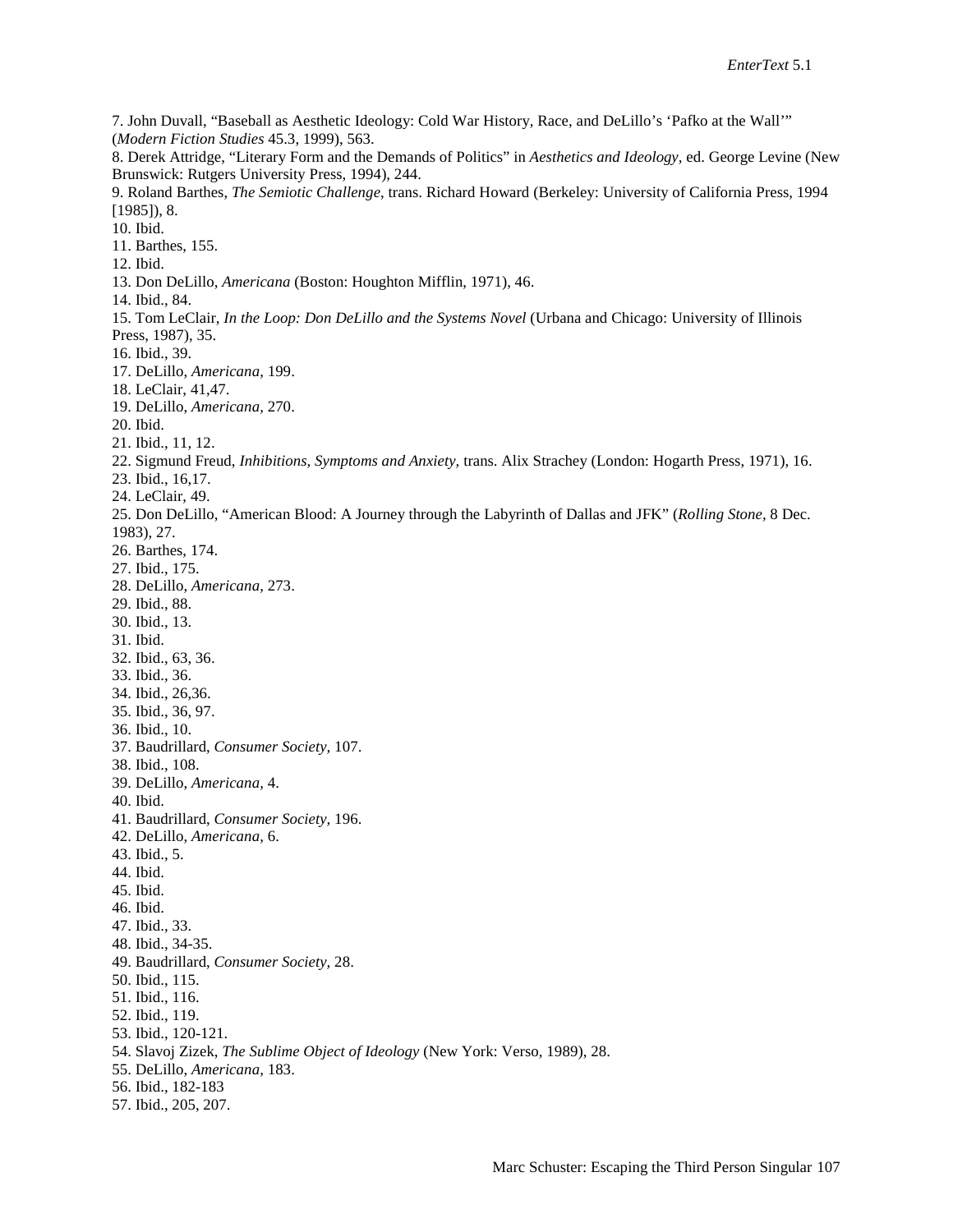7. John Duvall, "Baseball as Aesthetic Ideology: Cold War History, Race, and DeLillo's 'Pafko at the Wall'" (*Modern Fiction Studies* 45.3, 1999), 563.
8. Derek Attridge, "Literary Form and the Demands of Politics" in *Aesthetics and Ideology,* ed. George Levine (New Brunswick: Rutgers University Press, 1994), 244.
9. Roland Barthes, *The Semiotic Challenge*, trans. Richard Howard (Berkeley: University of California Press, 1994 [1985]), 8.
10. Ibid.
11. Barthes, 155.
12. Ibid.
13. Don DeLillo, *Americana* (Boston: Houghton Mifflin, 1971), 46.
14. Ibid., 84.
15. Tom LeClair, *In the Loop: Don DeLillo and the Systems Novel* (Urbana and Chicago: University of Illinois Press, 1987), 35.
16. Ibid., 39.
17. DeLillo, *Americana,* 199.
18. LeClair, 41,47.
19. DeLillo, *Americana,* 270.
20. Ibid.
21. Ibid., 11, 12.
22. Sigmund Freud, *Inhibitions, Symptoms and Anxiety,* trans. Alix Strachey (London: Hogarth Press, 1971), 16.
23. Ibid., 16,17.
24. LeClair, 49.
25. Don DeLillo, "American Blood: A Journey through the Labyrinth of Dallas and JFK" (*Rolling Stone,* 8 Dec. 1983), 27.
26. Barthes, 174.
27. Ibid., 175.
28. DeLillo, *Americana,* 273.
29. Ibid., 88.
30. Ibid., 13.
31. Ibid.
32. Ibid., 63, 36.
33. Ibid., 36.
34. Ibid., 26,36.
35. Ibid., 36, 97.
36. Ibid., 10.
37. Baudrillard, *Consumer Society,* 107.
38. Ibid., 108.
39. DeLillo, *Americana,* 4.
40. Ibid.
41. Baudrillard, *Consumer Society,* 196.
42. DeLillo, *Americana,* 6.
43. Ibid., 5.
44. Ibid.
45. Ibid.
46. Ibid.
47. Ibid., 33.
48. Ibid., 34-35.
49. Baudrillard, *Consumer Society,* 28.
50. Ibid., 115.
51. Ibid., 116.
52. Ibid., 119.
53. Ibid., 120-121.
54. Slavoj Zizek, *The Sublime Object of Ideology* (New York: Verso, 1989), 28.
55. DeLillo, *Americana,* 183.
56. Ibid., 182-183
57. Ibid., 205, 207.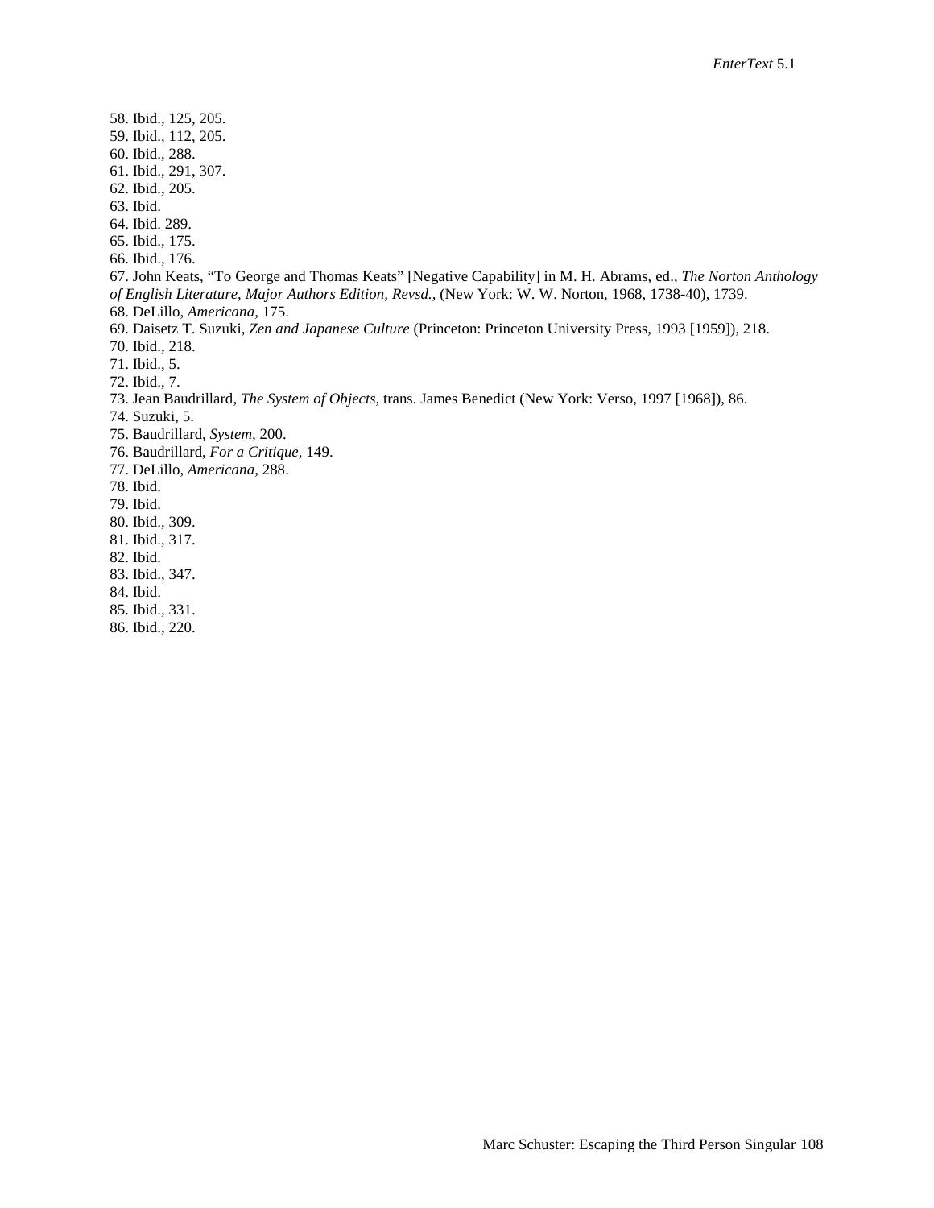58. Ibid., 125, 205.
59. Ibid., 112, 205.
60. Ibid., 288.
61. Ibid., 291, 307.
62. Ibid., 205.
63. Ibid.
64. Ibid. 289.
65. Ibid., 175.
66. Ibid., 176.
67. John Keats, “To George and Thomas Keats” [Negative Capability] in M. H. Abrams, ed., *The Norton Anthology of English Literature, Major Authors Edition, Revsd.,* (New York: W. W. Norton, 1968, 1738-40), 1739.
68. DeLillo, *Americana,* 175.
69. Daisetz T. Suzuki, *Zen and Japanese Culture* (Princeton: Princeton University Press, 1993 [1959]), 218.
70. Ibid., 218.
71. Ibid., 5.
72. Ibid., 7.
73. Jean Baudrillard, *The System of Objects,* trans. James Benedict (New York: Verso, 1997 [1968]), 86.
74. Suzuki, 5.
75. Baudrillard, *System,* 200.
76. Baudrillard, *For a Critique,* 149.
77. DeLillo, *Americana,* 288.
78. Ibid.
79. Ibid.
80. Ibid., 309.
81. Ibid., 317.
82. Ibid.
83. Ibid., 347.
84. Ibid.
85. Ibid., 331.
86. Ibid., 220.